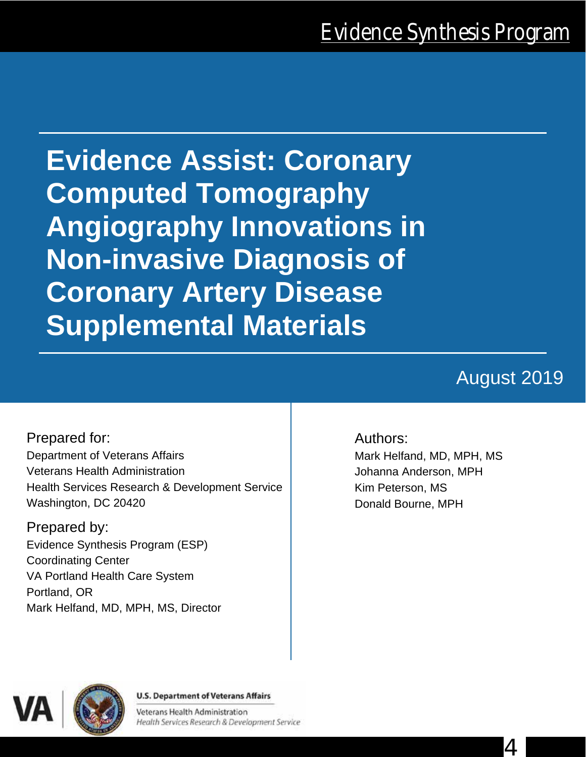Evidence Synthesis Program

# Evidence Assist: Coronary Computed Tomography Angiography Innovations in Non-invasive Diagnosis of Coronary Artery Disease Supplemental Materials

August 2019

Prepared for:
Department of Veterans Affairs
Veterans Health Administration
Health Services Research & Development Service
Washington, DC 20420

Prepared by:
Evidence Synthesis Program (ESP)
Coordinating Center
VA Portland Health Care System
Portland, OR
Mark Helfand, MD, MPH, MS, Director

Authors:
Mark Helfand, MD, MPH, MS
Johanna Anderson, MPH
Kim Peterson, MS
Donald Bourne, MPH

U.S. Department of Veterans Affairs
Veterans Health Administration
*Health Services Research & Development Service*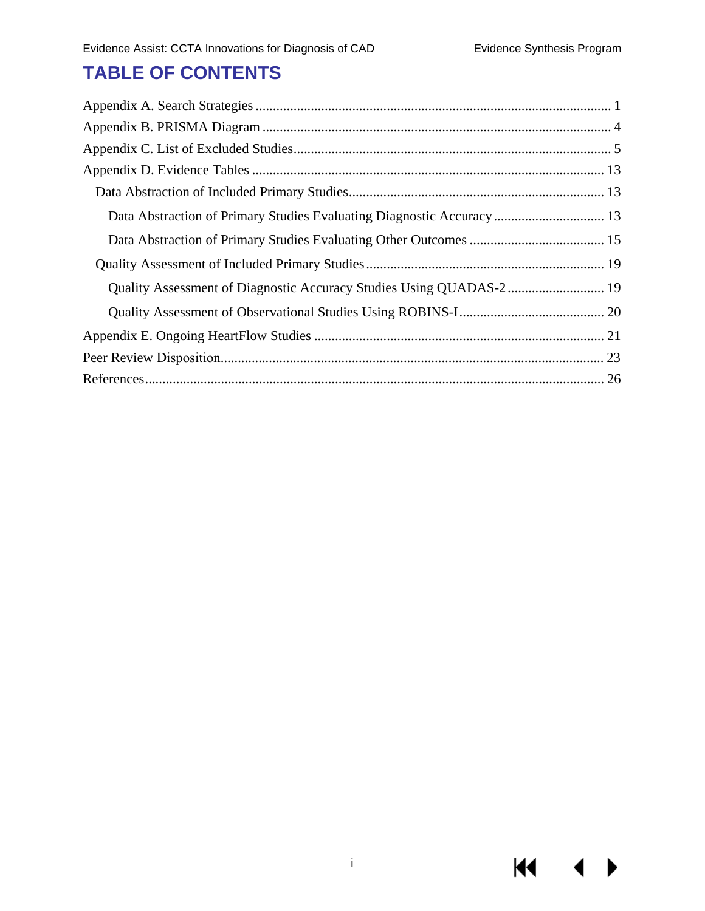# TABLE OF CONTENTS

Appendix A. Search Strategies ..... 1

Appendix B. PRISMA Diagram ..... 4

Appendix C. List of Excluded Studies ..... 5

Appendix D. Evidence Tables ..... 13

- Data Abstraction of Included Primary Studies ..... 13
  - Data Abstraction of Primary Studies Evaluating Diagnostic Accuracy ..... 13
  - Data Abstraction of Primary Studies Evaluating Other Outcomes ..... 15
- Quality Assessment of Included Primary Studies ..... 19
  - Quality Assessment of Diagnostic Accuracy Studies Using QUADAS-2 ..... 19
  - Quality Assessment of Observational Studies Using ROBINS-I ..... 20

Appendix E. Ongoing HeartFlow Studies ..... 21

Peer Review Disposition ..... 23

References ..... 26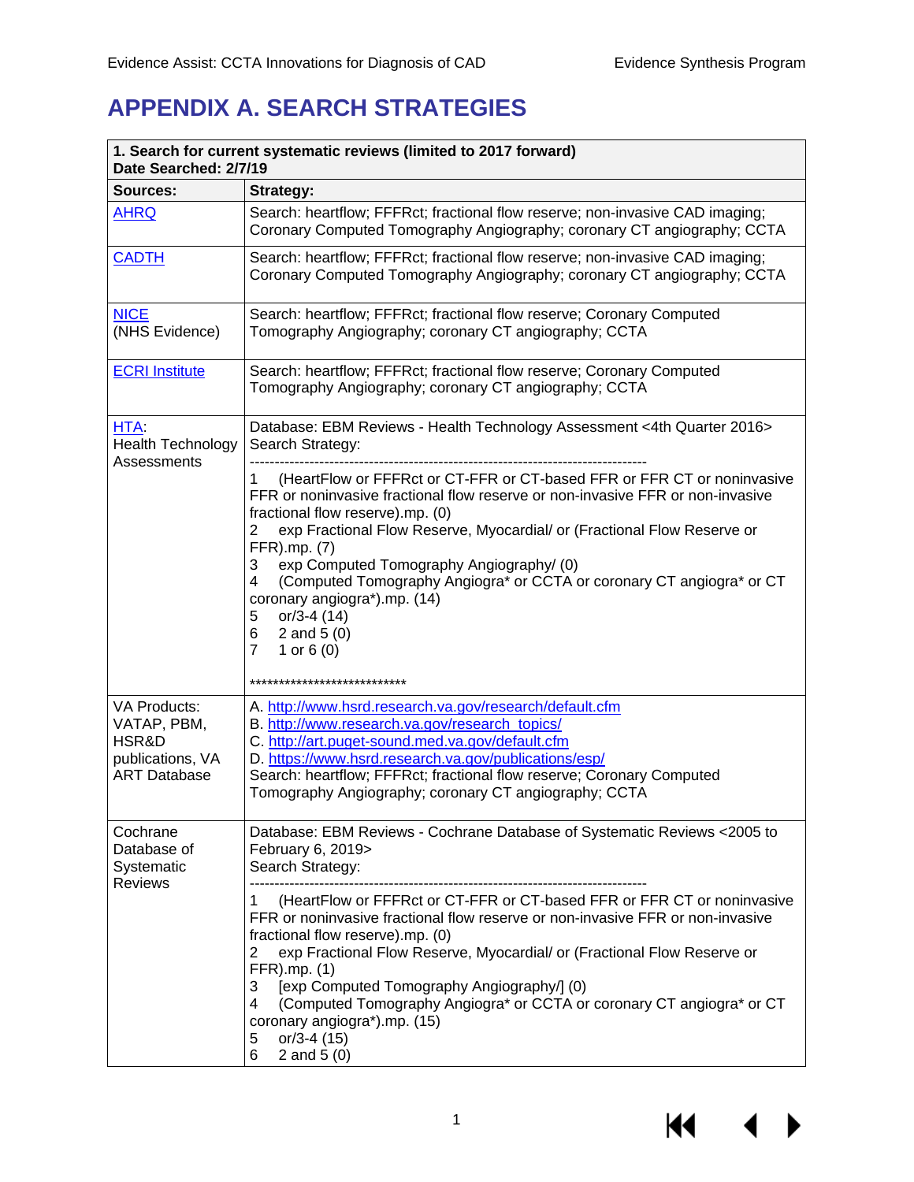# APPENDIX A. SEARCH STRATEGIES

| **1. Search for current systematic reviews (limited to 2017 forward)**<br>**Date Searched: 2/7/19** | |
|---|---|
| **Sources:** | **Strategy:** |
| AHRQ | Search: heartflow; FFFRct; fractional flow reserve; non-invasive CAD imaging; Coronary Computed Tomography Angiography; coronary CT angiography; CCTA |
| CADTH | Search: heartflow; FFFRct; fractional flow reserve; non-invasive CAD imaging; Coronary Computed Tomography Angiography; coronary CT angiography; CCTA |
| NICE<br>(NHS Evidence) | Search: heartflow; FFFRct; fractional flow reserve; Coronary Computed Tomography Angiography; coronary CT angiography; CCTA |
| ECRI Institute | Search: heartflow; FFFRct; fractional flow reserve; Coronary Computed Tomography Angiography; coronary CT angiography; CCTA |
| HTA:<br>Health Technology Assessments | Database: EBM Reviews - Health Technology Assessment <4th Quarter 2016><br>Search Strategy:<br>--------------------------------------------------------------------------------<br>1 (HeartFlow or FFFRct or CT-FFR or CT-based FFR or FFR CT or noninvasive FFR or noninvasive fractional flow reserve or non-invasive FFR or non-invasive fractional flow reserve).mp. (0)<br>2 exp Fractional Flow Reserve, Myocardial/ or (Fractional Flow Reserve or FFR).mp. (7)<br>3 exp Computed Tomography Angiography/ (0)<br>4 (Computed Tomography Angiogra* or CCTA or coronary CT angiogra* or CT coronary angiogra*).mp. (14)<br>5 or/3-4 (14)<br>6 2 and 5 (0)<br>7 1 or 6 (0)<br><br>*************************** |
| VA Products: VATAP, PBM, HSR&D publications, VA ART Database | A. http://www.hsrd.research.va.gov/research/default.cfm<br>B. http://www.research.va.gov/research_topics/<br>C. http://art.puget-sound.med.va.gov/default.cfm<br>D. https://www.hsrd.research.va.gov/publications/esp/<br>Search: heartflow; FFFRct; fractional flow reserve; Coronary Computed Tomography Angiography; coronary CT angiography; CCTA |
| Cochrane Database of Systematic Reviews | Database: EBM Reviews - Cochrane Database of Systematic Reviews <2005 to February 6, 2019><br>Search Strategy:<br>--------------------------------------------------------------------------------<br>1 (HeartFlow or FFFRct or CT-FFR or CT-based FFR or FFR CT or noninvasive FFR or noninvasive fractional flow reserve or non-invasive FFR or non-invasive fractional flow reserve).mp. (0)<br>2 exp Fractional Flow Reserve, Myocardial/ or (Fractional Flow Reserve or FFR).mp. (1)<br>3 [exp Computed Tomography Angiography/] (0)<br>4 (Computed Tomography Angiogra* or CCTA or coronary CT angiogra* or CT coronary angiogra*).mp. (15)<br>5 or/3-4 (15)<br>6 2 and 5 (0) |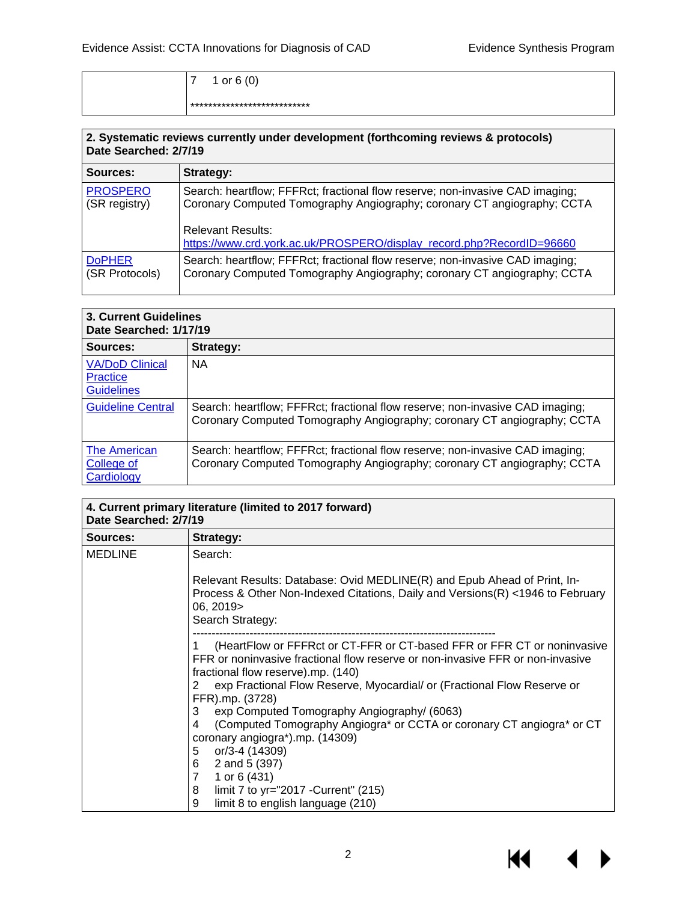| | |
|---|---|
| | 7 1 or 6 (0)<br><br>*************************** |

| 2. Systematic reviews currently under development (forthcoming reviews & protocols)<br>Date Searched: 2/7/19 | |
|---|---|
| **Sources:** | **Strategy:** |
| PROSPERO (SR registry) | Search: heartflow; FFFRct; fractional flow reserve; non-invasive CAD imaging; Coronary Computed Tomography Angiography; coronary CT angiography; CCTA<br><br>Relevant Results:<br>https://www.crd.york.ac.uk/PROSPERO/display_record.php?RecordID=96660 |
| DoPHER (SR Protocols) | Search: heartflow; FFFRct; fractional flow reserve; non-invasive CAD imaging; Coronary Computed Tomography Angiography; coronary CT angiography; CCTA |

| 3. Current Guidelines<br>Date Searched: 1/17/19 | |
|---|---|
| **Sources:** | **Strategy:** |
| VA/DoD Clinical Practice Guidelines | NA |
| Guideline Central | Search: heartflow; FFFRct; fractional flow reserve; non-invasive CAD imaging; Coronary Computed Tomography Angiography; coronary CT angiography; CCTA |
| The American College of Cardiology | Search: heartflow; FFFRct; fractional flow reserve; non-invasive CAD imaging; Coronary Computed Tomography Angiography; coronary CT angiography; CCTA |

| 4. Current primary literature (limited to 2017 forward)<br>Date Searched: 2/7/19 | |
|---|---|
| **Sources:** | **Strategy:** |
| MEDLINE | Search:<br><br>Relevant Results: Database: Ovid MEDLINE(R) and Epub Ahead of Print, In-Process & Other Non-Indexed Citations, Daily and Versions(R) <1946 to February 06, 2019><br>Search Strategy:<br>--------------------------------------------------------------------------------<br>1 (HeartFlow or FFFRct or CT-FFR or CT-based FFR or FFR CT or noninvasive FFR or noninvasive fractional flow reserve or non-invasive FFR or non-invasive fractional flow reserve).mp. (140)<br>2 exp Fractional Flow Reserve, Myocardial/ or (Fractional Flow Reserve or FFR).mp. (3728)<br>3 exp Computed Tomography Angiography/ (6063)<br>4 (Computed Tomography Angiogra* or CCTA or coronary CT angiogra* or CT coronary angiogra*).mp. (14309)<br>5 or/3-4 (14309)<br>6 2 and 5 (397)<br>7 1 or 6 (431)<br>8 limit 7 to yr="2017 -Current" (215)<br>9 limit 8 to english language (210) |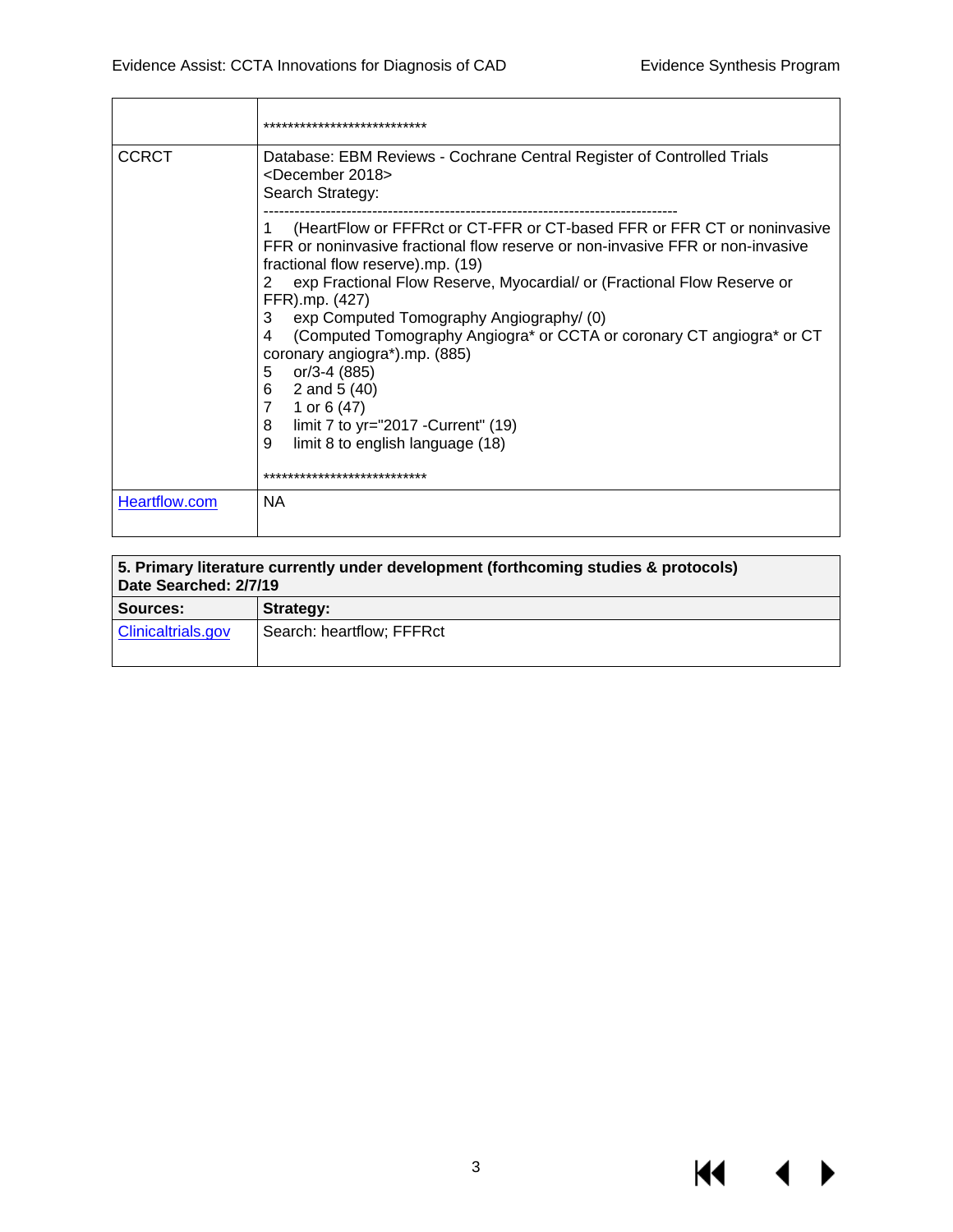| | |
|---|---|
| | *************************** |
| CCRCT | Database: EBM Reviews - Cochrane Central Register of Controlled Trials <December 2018><br>Search Strategy:<br>--------------------------------------------------------------------------------<br>1 (HeartFlow or FFFRct or CT-FFR or CT-based FFR or FFR CT or noninvasive FFR or noninvasive fractional flow reserve or non-invasive FFR or non-invasive fractional flow reserve).mp. (19)<br>2 exp Fractional Flow Reserve, Myocardial/ or (Fractional Flow Reserve or FFR).mp. (427)<br>3 exp Computed Tomography Angiography/ (0)<br>4 (Computed Tomography Angiogra* or CCTA or coronary CT angiogra* or CT coronary angiogra*).mp. (885)<br>5 or/3-4 (885)<br>6 2 and 5 (40)<br>7 1 or 6 (47)<br>8 limit 7 to yr="2017 -Current" (19)<br>9 limit 8 to english language (18)<br><br>*************************** |
| Heartflow.com | NA |

| 5. Primary literature currently under development (forthcoming studies & protocols)<br>Date Searched: 2/7/19 | |
|---|---|
| **Sources:** | **Strategy:** |
| Clinicaltrials.gov | Search: heartflow; FFFRct |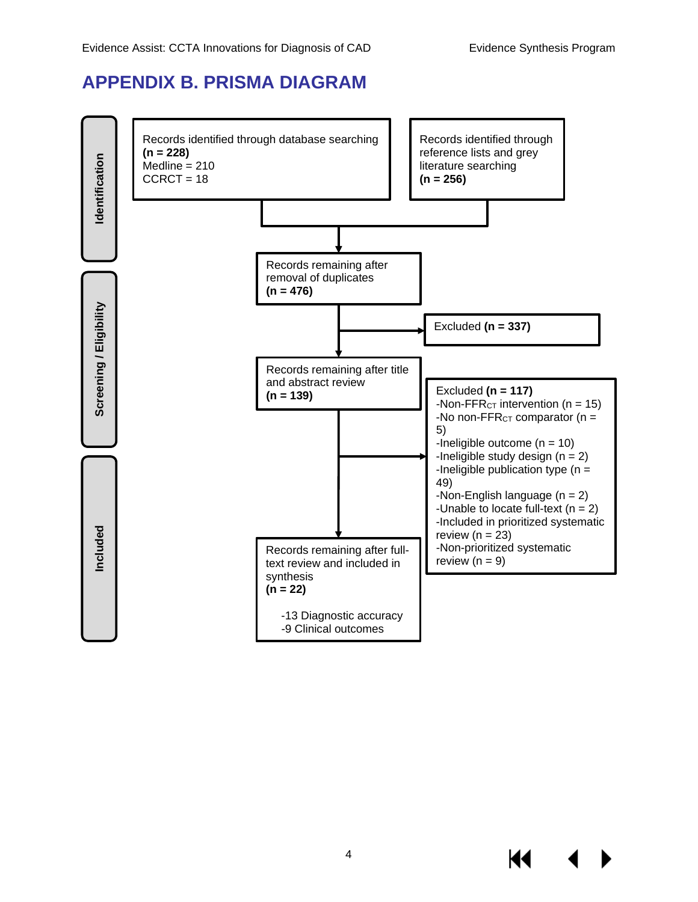# APPENDIX B. PRISMA DIAGRAM

**Identification**

Records identified through database searching **(n = 228)**
Medline = 210
CCRCT = 18

Records identified through reference lists and grey literature searching **(n = 256)**

**Screening / Eligibility**

Records remaining after removal of duplicates **(n = 476)**

Excluded **(n = 337)**

Records remaining after title and abstract review **(n = 139)**

Excluded **(n = 117)**
- Non-$FFR_{CT}$ intervention (n = 15)
- No non-$FFR_{CT}$ comparator (n = 5)
- Ineligible outcome (n = 10)
- Ineligible study design (n = 2)
- Ineligible publication type (n = 49)
- Non-English language (n = 2)
- Unable to locate full-text (n = 2)
- Included in prioritized systematic review (n = 23)
- Non-prioritized systematic review (n = 9)

**Included**

Records remaining after full-text review and included in synthesis **(n = 22)**

- 13 Diagnostic accuracy
- 9 Clinical outcomes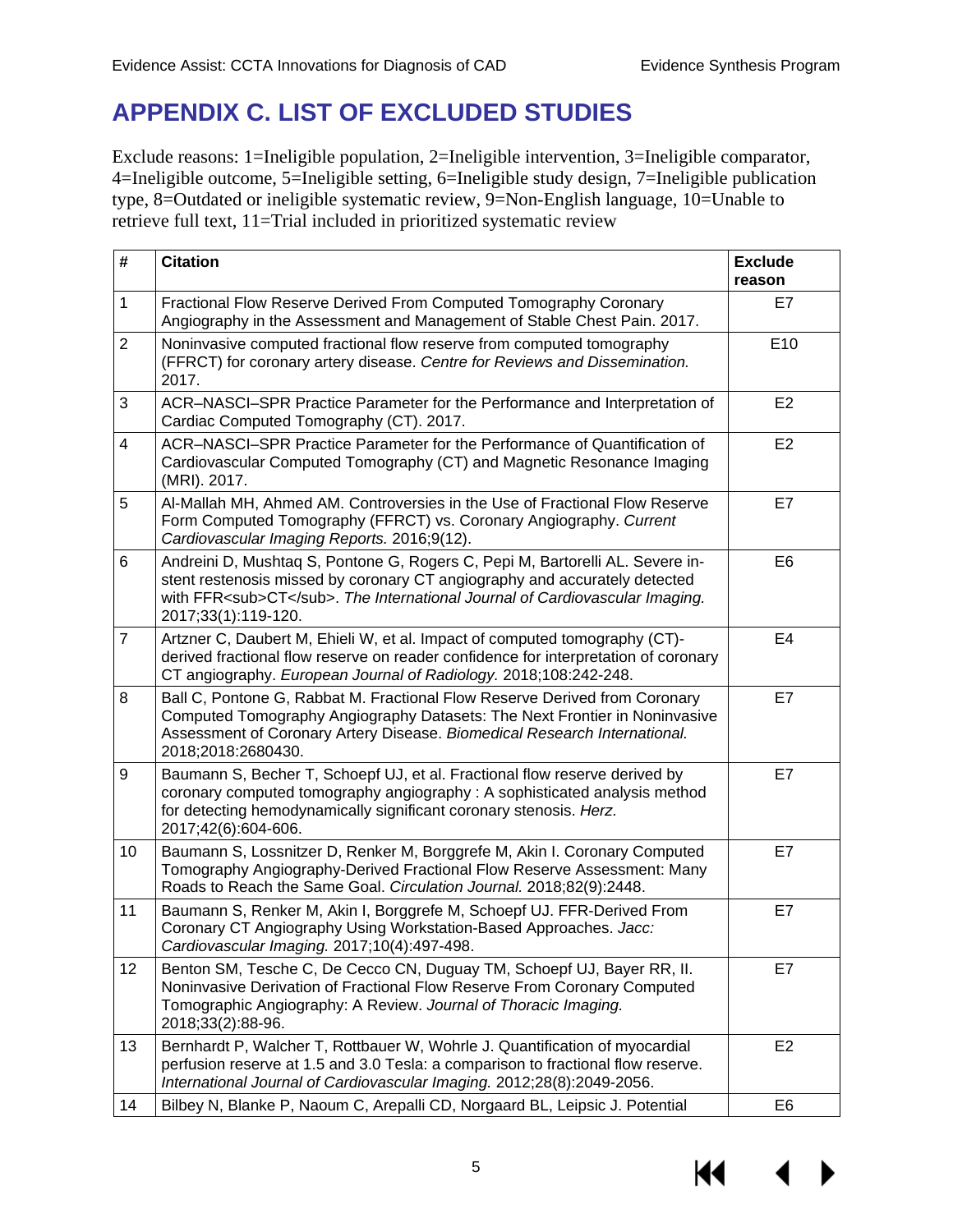# APPENDIX C. LIST OF EXCLUDED STUDIES

Exclude reasons: 1=Ineligible population, 2=Ineligible intervention, 3=Ineligible comparator, 4=Ineligible outcome, 5=Ineligible setting, 6=Ineligible study design, 7=Ineligible publication type, 8=Outdated or ineligible systematic review, 9=Non-English language, 10=Unable to retrieve full text, 11=Trial included in prioritized systematic review

| # | Citation | Exclude reason |
|---|---|---|
| 1 | Fractional Flow Reserve Derived From Computed Tomography Coronary Angiography in the Assessment and Management of Stable Chest Pain. 2017. | E7 |
| 2 | Noninvasive computed fractional flow reserve from computed tomography (FFRCT) for coronary artery disease. *Centre for Reviews and Dissemination.* 2017. | E10 |
| 3 | ACR–NASCI–SPR Practice Parameter for the Performance and Interpretation of Cardiac Computed Tomography (CT). 2017. | E2 |
| 4 | ACR–NASCI–SPR Practice Parameter for the Performance of Quantification of Cardiovascular Computed Tomography (CT) and Magnetic Resonance Imaging (MRI). 2017. | E2 |
| 5 | Al-Mallah MH, Ahmed AM. Controversies in the Use of Fractional Flow Reserve Form Computed Tomography (FFRCT) vs. Coronary Angiography. *Current Cardiovascular Imaging Reports.* 2016;9(12). | E7 |
| 6 | Andreini D, Mushtaq S, Pontone G, Rogers C, Pepi M, Bartorelli AL. Severe in-stent restenosis missed by coronary CT angiography and accurately detected with FFR<sub>CT</sub>. *The International Journal of Cardiovascular Imaging.* 2017;33(1):119-120. | E6 |
| 7 | Artzner C, Daubert M, Ehieli W, et al. Impact of computed tomography (CT)-derived fractional flow reserve on reader confidence for interpretation of coronary CT angiography. *European Journal of Radiology.* 2018;108:242-248. | E4 |
| 8 | Ball C, Pontone G, Rabbat M. Fractional Flow Reserve Derived from Coronary Computed Tomography Angiography Datasets: The Next Frontier in Noninvasive Assessment of Coronary Artery Disease. *Biomedical Research International.* 2018;2018:2680430. | E7 |
| 9 | Baumann S, Becher T, Schoepf UJ, et al. Fractional flow reserve derived by coronary computed tomography angiography : A sophisticated analysis method for detecting hemodynamically significant coronary stenosis. *Herz.* 2017;42(6):604-606. | E7 |
| 10 | Baumann S, Lossnitzer D, Renker M, Borggrefe M, Akin I. Coronary Computed Tomography Angiography-Derived Fractional Flow Reserve Assessment: Many Roads to Reach the Same Goal. *Circulation Journal.* 2018;82(9):2448. | E7 |
| 11 | Baumann S, Renker M, Akin I, Borggrefe M, Schoepf UJ. FFR-Derived From Coronary CT Angiography Using Workstation-Based Approaches. *Jacc: Cardiovascular Imaging.* 2017;10(4):497-498. | E7 |
| 12 | Benton SM, Tesche C, De Cecco CN, Duguay TM, Schoepf UJ, Bayer RR, II. Noninvasive Derivation of Fractional Flow Reserve From Coronary Computed Tomographic Angiography: A Review. *Journal of Thoracic Imaging.* 2018;33(2):88-96. | E7 |
| 13 | Bernhardt P, Walcher T, Rottbauer W, Wohrle J. Quantification of myocardial perfusion reserve at 1.5 and 3.0 Tesla: a comparison to fractional flow reserve. *International Journal of Cardiovascular Imaging.* 2012;28(8):2049-2056. | E2 |
| 14 | Bilbey N, Blanke P, Naoum C, Arepalli CD, Norgaard BL, Leipsic J. Potential | E6 |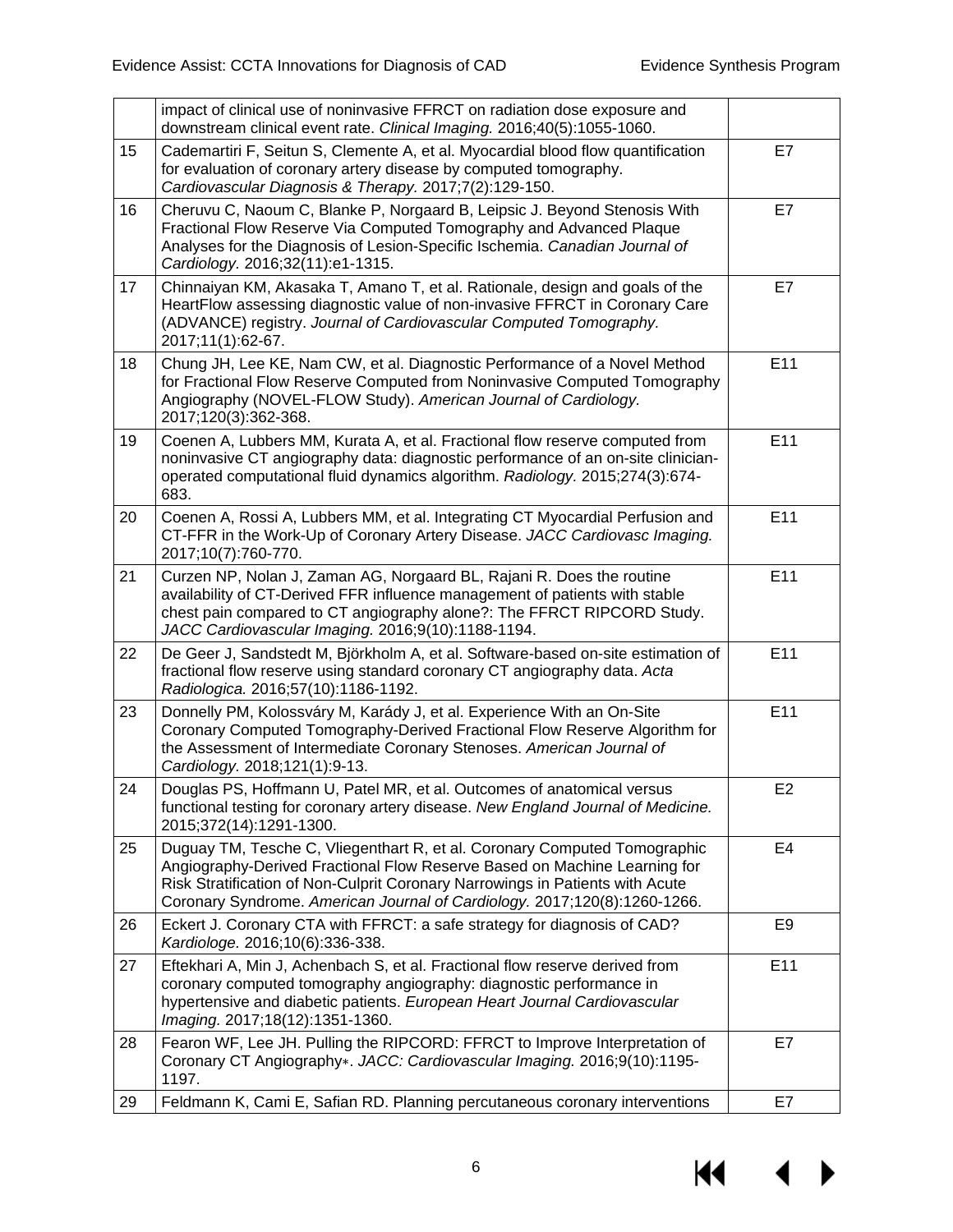| | | |
|---|---|---|
| | impact of clinical use of noninvasive FFRCT on radiation dose exposure and downstream clinical event rate. *Clinical Imaging.* 2016;40(5):1055-1060. | |
| 15 | Cademartiri F, Seitun S, Clemente A, et al. Myocardial blood flow quantification for evaluation of coronary artery disease by computed tomography. *Cardiovascular Diagnosis & Therapy.* 2017;7(2):129-150. | E7 |
| 16 | Cheruvu C, Naoum C, Blanke P, Norgaard B, Leipsic J. Beyond Stenosis With Fractional Flow Reserve Via Computed Tomography and Advanced Plaque Analyses for the Diagnosis of Lesion-Specific Ischemia. *Canadian Journal of Cardiology.* 2016;32(11):e1-1315. | E7 |
| 17 | Chinnaiyan KM, Akasaka T, Amano T, et al. Rationale, design and goals of the HeartFlow assessing diagnostic value of non-invasive FFRCT in Coronary Care (ADVANCE) registry. *Journal of Cardiovascular Computed Tomography.* 2017;11(1):62-67. | E7 |
| 18 | Chung JH, Lee KE, Nam CW, et al. Diagnostic Performance of a Novel Method for Fractional Flow Reserve Computed from Noninvasive Computed Tomography Angiography (NOVEL-FLOW Study). *American Journal of Cardiology.* 2017;120(3):362-368. | E11 |
| 19 | Coenen A, Lubbers MM, Kurata A, et al. Fractional flow reserve computed from noninvasive CT angiography data: diagnostic performance of an on-site clinician-operated computational fluid dynamics algorithm. *Radiology.* 2015;274(3):674-683. | E11 |
| 20 | Coenen A, Rossi A, Lubbers MM, et al. Integrating CT Myocardial Perfusion and CT-FFR in the Work-Up of Coronary Artery Disease. *JACC Cardiovasc Imaging.* 2017;10(7):760-770. | E11 |
| 21 | Curzen NP, Nolan J, Zaman AG, Norgaard BL, Rajani R. Does the routine availability of CT-Derived FFR influence management of patients with stable chest pain compared to CT angiography alone?: The FFRCT RIPCORD Study. *JACC Cardiovascular Imaging.* 2016;9(10):1188-1194. | E11 |
| 22 | De Geer J, Sandstedt M, Björkholm A, et al. Software-based on-site estimation of fractional flow reserve using standard coronary CT angiography data. *Acta Radiologica.* 2016;57(10):1186-1192. | E11 |
| 23 | Donnelly PM, Kolossváry M, Karády J, et al. Experience With an On-Site Coronary Computed Tomography-Derived Fractional Flow Reserve Algorithm for the Assessment of Intermediate Coronary Stenoses. *American Journal of Cardiology.* 2018;121(1):9-13. | E11 |
| 24 | Douglas PS, Hoffmann U, Patel MR, et al. Outcomes of anatomical versus functional testing for coronary artery disease. *New England Journal of Medicine.* 2015;372(14):1291-1300. | E2 |
| 25 | Duguay TM, Tesche C, Vliegenthart R, et al. Coronary Computed Tomographic Angiography-Derived Fractional Flow Reserve Based on Machine Learning for Risk Stratification of Non-Culprit Coronary Narrowings in Patients with Acute Coronary Syndrome. *American Journal of Cardiology.* 2017;120(8):1260-1266. | E4 |
| 26 | Eckert J. Coronary CTA with FFRCT: a safe strategy for diagnosis of CAD? *Kardiologe.* 2016;10(6):336-338. | E9 |
| 27 | Eftekhari A, Min J, Achenbach S, et al. Fractional flow reserve derived from coronary computed tomography angiography: diagnostic performance in hypertensive and diabetic patients. *European Heart Journal Cardiovascular Imaging.* 2017;18(12):1351-1360. | E11 |
| 28 | Fearon WF, Lee JH. Pulling the RIPCORD: FFRCT to Improve Interpretation of Coronary CT Angiography∗. *JACC: Cardiovascular Imaging.* 2016;9(10):1195-1197. | E7 |
| 29 | Feldmann K, Cami E, Safian RD. Planning percutaneous coronary interventions | E7 |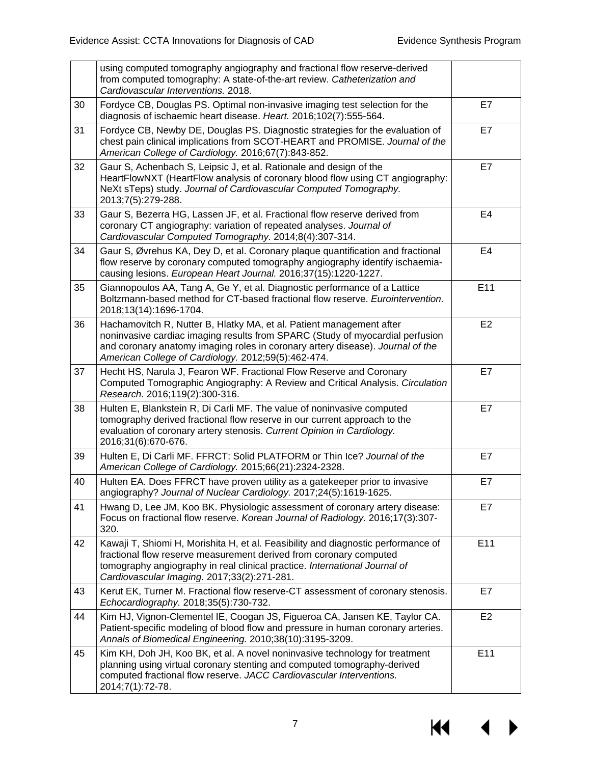| | | |
|---|---|---|
| | using computed tomography angiography and fractional flow reserve-derived from computed tomography: A state-of-the-art review. *Catheterization and Cardiovascular Interventions.* 2018. | |
| 30 | Fordyce CB, Douglas PS. Optimal non-invasive imaging test selection for the diagnosis of ischaemic heart disease. *Heart.* 2016;102(7):555-564. | E7 |
| 31 | Fordyce CB, Newby DE, Douglas PS. Diagnostic strategies for the evaluation of chest pain clinical implications from SCOT-HEART and PROMISE. *Journal of the American College of Cardiology.* 2016;67(7):843-852. | E7 |
| 32 | Gaur S, Achenbach S, Leipsic J, et al. Rationale and design of the HeartFlowNXT (HeartFlow analysis of coronary blood flow using CT angiography: NeXt sTeps) study. *Journal of Cardiovascular Computed Tomography.* 2013;7(5):279-288. | E7 |
| 33 | Gaur S, Bezerra HG, Lassen JF, et al. Fractional flow reserve derived from coronary CT angiography: variation of repeated analyses. *Journal of Cardiovascular Computed Tomography.* 2014;8(4):307-314. | E4 |
| 34 | Gaur S, Øvrehus KA, Dey D, et al. Coronary plaque quantification and fractional flow reserve by coronary computed tomography angiography identify ischaemia-causing lesions. *European Heart Journal.* 2016;37(15):1220-1227. | E4 |
| 35 | Giannopoulos AA, Tang A, Ge Y, et al. Diagnostic performance of a Lattice Boltzmann-based method for CT-based fractional flow reserve. *Eurointervention.* 2018;13(14):1696-1704. | E11 |
| 36 | Hachamovitch R, Nutter B, Hlatky MA, et al. Patient management after noninvasive cardiac imaging results from SPARC (Study of myocardial perfusion and coronary anatomy imaging roles in coronary artery disease). *Journal of the American College of Cardiology.* 2012;59(5):462-474. | E2 |
| 37 | Hecht HS, Narula J, Fearon WF. Fractional Flow Reserve and Coronary Computed Tomographic Angiography: A Review and Critical Analysis. *Circulation Research.* 2016;119(2):300-316. | E7 |
| 38 | Hulten E, Blankstein R, Di Carli MF. The value of noninvasive computed tomography derived fractional flow reserve in our current approach to the evaluation of coronary artery stenosis. *Current Opinion in Cardiology.* 2016;31(6):670-676. | E7 |
| 39 | Hulten E, Di Carli MF. FFRCT: Solid PLATFORM or Thin Ice? *Journal of the American College of Cardiology.* 2015;66(21):2324-2328. | E7 |
| 40 | Hulten EA. Does FFRCT have proven utility as a gatekeeper prior to invasive angiography? *Journal of Nuclear Cardiology.* 2017;24(5):1619-1625. | E7 |
| 41 | Hwang D, Lee JM, Koo BK. Physiologic assessment of coronary artery disease: Focus on fractional flow reserve. *Korean Journal of Radiology.* 2016;17(3):307-320. | E7 |
| 42 | Kawaji T, Shiomi H, Morishita H, et al. Feasibility and diagnostic performance of fractional flow reserve measurement derived from coronary computed tomography angiography in real clinical practice. *International Journal of Cardiovascular Imaging.* 2017;33(2):271-281. | E11 |
| 43 | Kerut EK, Turner M. Fractional flow reserve-CT assessment of coronary stenosis. *Echocardiography.* 2018;35(5):730-732. | E7 |
| 44 | Kim HJ, Vignon-Clementel IE, Coogan JS, Figueroa CA, Jansen KE, Taylor CA. Patient-specific modeling of blood flow and pressure in human coronary arteries. *Annals of Biomedical Engineering.* 2010;38(10):3195-3209. | E2 |
| 45 | Kim KH, Doh JH, Koo BK, et al. A novel noninvasive technology for treatment planning using virtual coronary stenting and computed tomography-derived computed fractional flow reserve. *JACC Cardiovascular Interventions.* 2014;7(1):72-78. | E11 |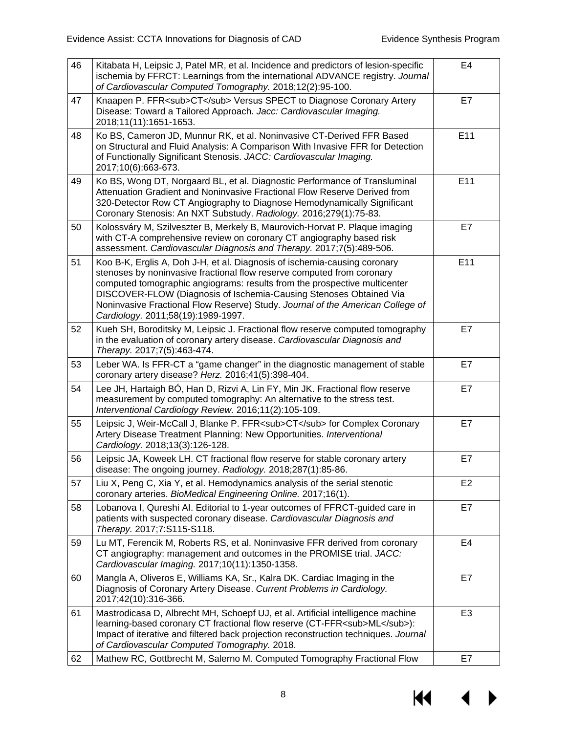| | | |
|---|---|---|
| 46 | Kitabata H, Leipsic J, Patel MR, et al. Incidence and predictors of lesion-specific ischemia by FFRCT: Learnings from the international ADVANCE registry. *Journal of Cardiovascular Computed Tomography.* 2018;12(2):95-100. | E4 |
| 47 | Knaapen P. FFR<sub>CT</sub> Versus SPECT to Diagnose Coronary Artery Disease: Toward a Tailored Approach. *Jacc: Cardiovascular Imaging.* 2018;11(11):1651-1653. | E7 |
| 48 | Ko BS, Cameron JD, Munnur RK, et al. Noninvasive CT-Derived FFR Based on Structural and Fluid Analysis: A Comparison With Invasive FFR for Detection of Functionally Significant Stenosis. *JACC: Cardiovascular Imaging.* 2017;10(6):663-673. | E11 |
| 49 | Ko BS, Wong DT, Norgaard BL, et al. Diagnostic Performance of Transluminal Attenuation Gradient and Noninvasive Fractional Flow Reserve Derived from 320-Detector Row CT Angiography to Diagnose Hemodynamically Significant Coronary Stenosis: An NXT Substudy. *Radiology.* 2016;279(1):75-83. | E11 |
| 50 | Kolossváry M, Szilveszter B, Merkely B, Maurovich-Horvat P. Plaque imaging with CT-A comprehensive review on coronary CT angiography based risk assessment. *Cardiovascular Diagnosis and Therapy.* 2017;7(5):489-506. | E7 |
| 51 | Koo B-K, Erglis A, Doh J-H, et al. Diagnosis of ischemia-causing coronary stenoses by noninvasive fractional flow reserve computed from coronary computed tomographic angiograms: results from the prospective multicenter DISCOVER-FLOW (Diagnosis of Ischemia-Causing Stenoses Obtained Via Noninvasive Fractional Flow Reserve) Study. *Journal of the American College of Cardiology.* 2011;58(19):1989-1997. | E11 |
| 52 | Kueh SH, Boroditsky M, Leipsic J. Fractional flow reserve computed tomography in the evaluation of coronary artery disease. *Cardiovascular Diagnosis and Therapy.* 2017;7(5):463-474. | E7 |
| 53 | Leber WA. Is FFR-CT a "game changer" in the diagnostic management of stable coronary artery disease? *Herz.* 2016;41(5):398-404. | E7 |
| 54 | Lee JH, Hartaigh BÓ, Han D, Rizvi A, Lin FY, Min JK. Fractional flow reserve measurement by computed tomography: An alternative to the stress test. *Interventional Cardiology Review.* 2016;11(2):105-109. | E7 |
| 55 | Leipsic J, Weir-McCall J, Blanke P. FFR<sub>CT</sub> for Complex Coronary Artery Disease Treatment Planning: New Opportunities. *Interventional Cardiology.* 2018;13(3):126-128. | E7 |
| 56 | Leipsic JA, Koweek LH. CT fractional flow reserve for stable coronary artery disease: The ongoing journey. *Radiology.* 2018;287(1):85-86. | E7 |
| 57 | Liu X, Peng C, Xia Y, et al. Hemodynamics analysis of the serial stenotic coronary arteries. *BioMedical Engineering Online.* 2017;16(1). | E2 |
| 58 | Lobanova I, Qureshi AI. Editorial to 1-year outcomes of FFRCT-guided care in patients with suspected coronary disease. *Cardiovascular Diagnosis and Therapy.* 2017;7:S115-S118. | E7 |
| 59 | Lu MT, Ferencik M, Roberts RS, et al. Noninvasive FFR derived from coronary CT angiography: management and outcomes in the PROMISE trial. *JACC: Cardiovascular Imaging.* 2017;10(11):1350-1358. | E4 |
| 60 | Mangla A, Oliveros E, Williams KA, Sr., Kalra DK. Cardiac Imaging in the Diagnosis of Coronary Artery Disease. *Current Problems in Cardiology.* 2017;42(10):316-366. | E7 |
| 61 | Mastrodicasa D, Albrecht MH, Schoepf UJ, et al. Artificial intelligence machine learning-based coronary CT fractional flow reserve (CT-FFR<sub>ML</sub>): Impact of iterative and filtered back projection reconstruction techniques. *Journal of Cardiovascular Computed Tomography.* 2018. | E3 |
| 62 | Mathew RC, Gottbrecht M, Salerno M. Computed Tomography Fractional Flow | E7 |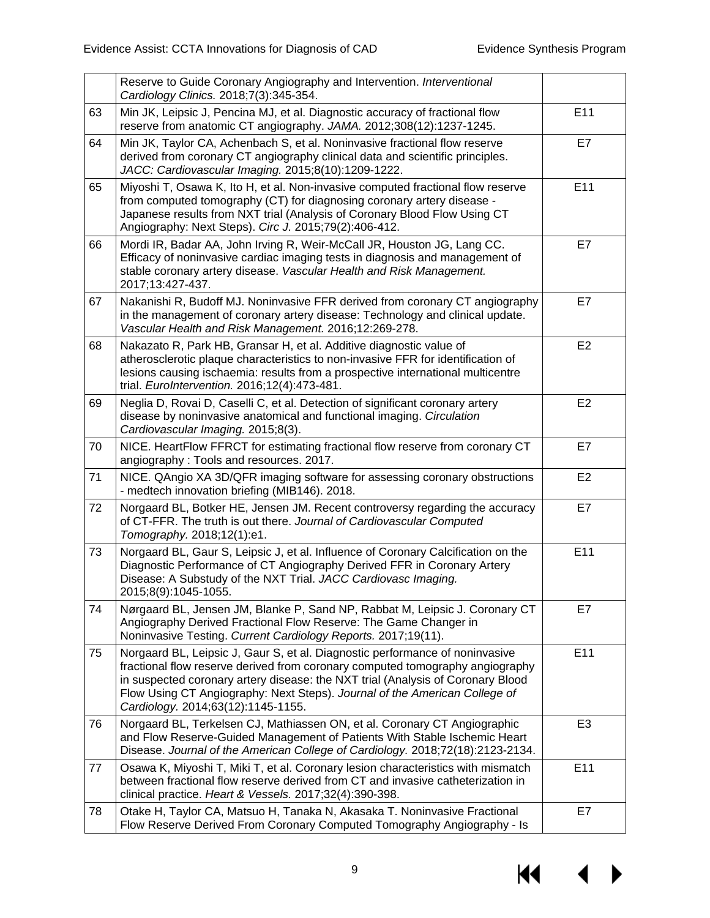| | | |
|---|---|---|
| | Reserve to Guide Coronary Angiography and Intervention. *Interventional Cardiology Clinics.* 2018;7(3):345-354. | |
| 63 | Min JK, Leipsic J, Pencina MJ, et al. Diagnostic accuracy of fractional flow reserve from anatomic CT angiography. *JAMA.* 2012;308(12):1237-1245. | E11 |
| 64 | Min JK, Taylor CA, Achenbach S, et al. Noninvasive fractional flow reserve derived from coronary CT angiography clinical data and scientific principles. *JACC: Cardiovascular Imaging.* 2015;8(10):1209-1222. | E7 |
| 65 | Miyoshi T, Osawa K, Ito H, et al. Non-invasive computed fractional flow reserve from computed tomography (CT) for diagnosing coronary artery disease - Japanese results from NXT trial (Analysis of Coronary Blood Flow Using CT Angiography: Next Steps). *Circ J.* 2015;79(2):406-412. | E11 |
| 66 | Mordi IR, Badar AA, John Irving R, Weir-McCall JR, Houston JG, Lang CC. Efficacy of noninvasive cardiac imaging tests in diagnosis and management of stable coronary artery disease. *Vascular Health and Risk Management.* 2017;13:427-437. | E7 |
| 67 | Nakanishi R, Budoff MJ. Noninvasive FFR derived from coronary CT angiography in the management of coronary artery disease: Technology and clinical update. *Vascular Health and Risk Management.* 2016;12:269-278. | E7 |
| 68 | Nakazato R, Park HB, Gransar H, et al. Additive diagnostic value of atherosclerotic plaque characteristics to non-invasive FFR for identification of lesions causing ischaemia: results from a prospective international multicentre trial. *EuroIntervention.* 2016;12(4):473-481. | E2 |
| 69 | Neglia D, Rovai D, Caselli C, et al. Detection of significant coronary artery disease by noninvasive anatomical and functional imaging. *Circulation Cardiovascular Imaging.* 2015;8(3). | E2 |
| 70 | NICE. HeartFlow FFRCT for estimating fractional flow reserve from coronary CT angiography : Tools and resources. 2017. | E7 |
| 71 | NICE. QAngio XA 3D/QFR imaging software for assessing coronary obstructions - medtech innovation briefing (MIB146). 2018. | E2 |
| 72 | Norgaard BL, Botker HE, Jensen JM. Recent controversy regarding the accuracy of CT-FFR. The truth is out there. *Journal of Cardiovascular Computed Tomography.* 2018;12(1):e1. | E7 |
| 73 | Norgaard BL, Gaur S, Leipsic J, et al. Influence of Coronary Calcification on the Diagnostic Performance of CT Angiography Derived FFR in Coronary Artery Disease: A Substudy of the NXT Trial. *JACC Cardiovasc Imaging.* 2015;8(9):1045-1055. | E11 |
| 74 | Nørgaard BL, Jensen JM, Blanke P, Sand NP, Rabbat M, Leipsic J. Coronary CT Angiography Derived Fractional Flow Reserve: The Game Changer in Noninvasive Testing. *Current Cardiology Reports.* 2017;19(11). | E7 |
| 75 | Norgaard BL, Leipsic J, Gaur S, et al. Diagnostic performance of noninvasive fractional flow reserve derived from coronary computed tomography angiography in suspected coronary artery disease: the NXT trial (Analysis of Coronary Blood Flow Using CT Angiography: Next Steps). *Journal of the American College of Cardiology.* 2014;63(12):1145-1155. | E11 |
| 76 | Norgaard BL, Terkelsen CJ, Mathiassen ON, et al. Coronary CT Angiographic and Flow Reserve-Guided Management of Patients With Stable Ischemic Heart Disease. *Journal of the American College of Cardiology.* 2018;72(18):2123-2134. | E3 |
| 77 | Osawa K, Miyoshi T, Miki T, et al. Coronary lesion characteristics with mismatch between fractional flow reserve derived from CT and invasive catheterization in clinical practice. *Heart & Vessels.* 2017;32(4):390-398. | E11 |
| 78 | Otake H, Taylor CA, Matsuo H, Tanaka N, Akasaka T. Noninvasive Fractional Flow Reserve Derived From Coronary Computed Tomography Angiography - Is | E7 |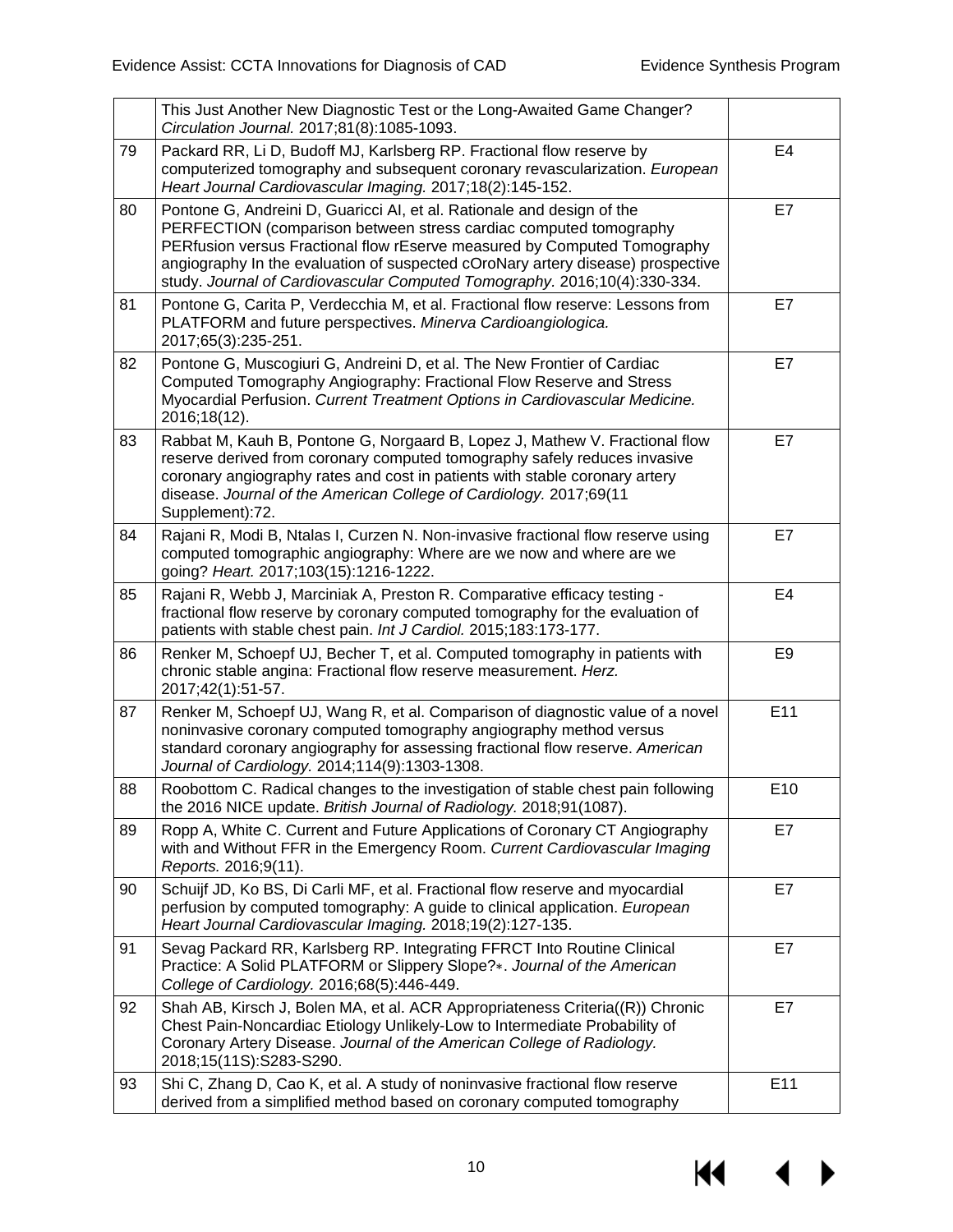| | | |
|---|---|---|
| | This Just Another New Diagnostic Test or the Long-Awaited Game Changer? *Circulation Journal.* 2017;81(8):1085-1093. | |
| 79 | Packard RR, Li D, Budoff MJ, Karlsberg RP. Fractional flow reserve by computerized tomography and subsequent coronary revascularization. *European Heart Journal Cardiovascular Imaging.* 2017;18(2):145-152. | E4 |
| 80 | Pontone G, Andreini D, Guaricci AI, et al. Rationale and design of the PERFECTION (comparison between stress cardiac computed tomography PERfusion versus Fractional flow rEserve measured by Computed Tomography angiography In the evaluation of suspected cOroNary artery disease) prospective study. *Journal of Cardiovascular Computed Tomography.* 2016;10(4):330-334. | E7 |
| 81 | Pontone G, Carita P, Verdecchia M, et al. Fractional flow reserve: Lessons from PLATFORM and future perspectives. *Minerva Cardioangiologica.* 2017;65(3):235-251. | E7 |
| 82 | Pontone G, Muscogiuri G, Andreini D, et al. The New Frontier of Cardiac Computed Tomography Angiography: Fractional Flow Reserve and Stress Myocardial Perfusion. *Current Treatment Options in Cardiovascular Medicine.* 2016;18(12). | E7 |
| 83 | Rabbat M, Kauh B, Pontone G, Norgaard B, Lopez J, Mathew V. Fractional flow reserve derived from coronary computed tomography safely reduces invasive coronary angiography rates and cost in patients with stable coronary artery disease. *Journal of the American College of Cardiology.* 2017;69(11 Supplement):72. | E7 |
| 84 | Rajani R, Modi B, Ntalas I, Curzen N. Non-invasive fractional flow reserve using computed tomographic angiography: Where are we now and where are we going? *Heart.* 2017;103(15):1216-1222. | E7 |
| 85 | Rajani R, Webb J, Marciniak A, Preston R. Comparative efficacy testing - fractional flow reserve by coronary computed tomography for the evaluation of patients with stable chest pain. *Int J Cardiol.* 2015;183:173-177. | E4 |
| 86 | Renker M, Schoepf UJ, Becher T, et al. Computed tomography in patients with chronic stable angina: Fractional flow reserve measurement. *Herz.* 2017;42(1):51-57. | E9 |
| 87 | Renker M, Schoepf UJ, Wang R, et al. Comparison of diagnostic value of a novel noninvasive coronary computed tomography angiography method versus standard coronary angiography for assessing fractional flow reserve. *American Journal of Cardiology.* 2014;114(9):1303-1308. | E11 |
| 88 | Roobottom C. Radical changes to the investigation of stable chest pain following the 2016 NICE update. *British Journal of Radiology.* 2018;91(1087). | E10 |
| 89 | Ropp A, White C. Current and Future Applications of Coronary CT Angiography with and Without FFR in the Emergency Room. *Current Cardiovascular Imaging Reports.* 2016;9(11). | E7 |
| 90 | Schuijf JD, Ko BS, Di Carli MF, et al. Fractional flow reserve and myocardial perfusion by computed tomography: A guide to clinical application. *European Heart Journal Cardiovascular Imaging.* 2018;19(2):127-135. | E7 |
| 91 | Sevag Packard RR, Karlsberg RP. Integrating FFRCT Into Routine Clinical Practice: A Solid PLATFORM or Slippery Slope?*. *Journal of the American College of Cardiology.* 2016;68(5):446-449. | E7 |
| 92 | Shah AB, Kirsch J, Bolen MA, et al. ACR Appropriateness Criteria((R)) Chronic Chest Pain-Noncardiac Etiology Unlikely-Low to Intermediate Probability of Coronary Artery Disease. *Journal of the American College of Radiology.* 2018;15(11S):S283-S290. | E7 |
| 93 | Shi C, Zhang D, Cao K, et al. A study of noninvasive fractional flow reserve derived from a simplified method based on coronary computed tomography | E11 |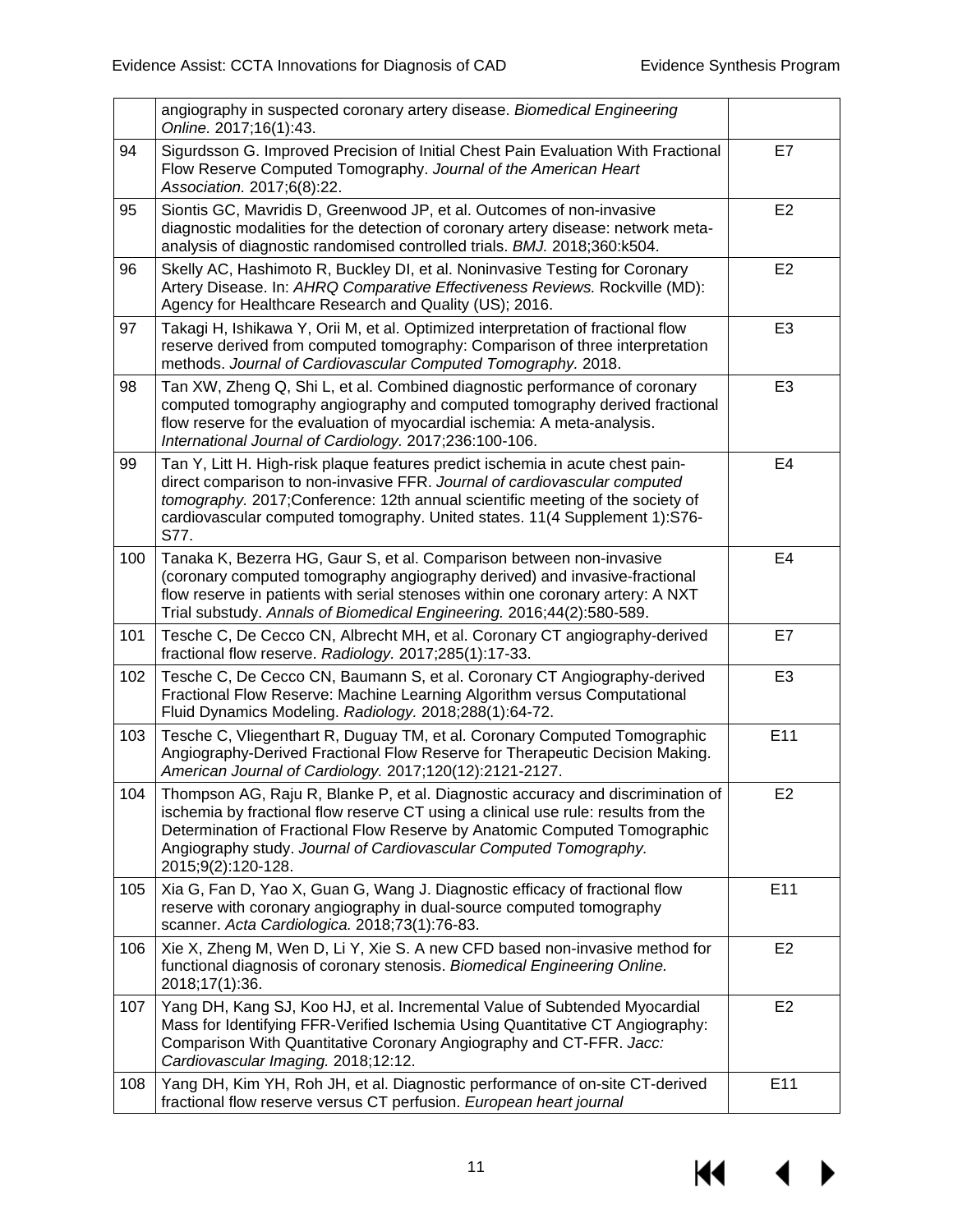| | | |
|---|---|---|
| | angiography in suspected coronary artery disease. *Biomedical Engineering Online.* 2017;16(1):43. | |
| 94 | Sigurdsson G. Improved Precision of Initial Chest Pain Evaluation With Fractional Flow Reserve Computed Tomography. *Journal of the American Heart Association.* 2017;6(8):22. | E7 |
| 95 | Siontis GC, Mavridis D, Greenwood JP, et al. Outcomes of non-invasive diagnostic modalities for the detection of coronary artery disease: network meta-analysis of diagnostic randomised controlled trials. *BMJ.* 2018;360:k504. | E2 |
| 96 | Skelly AC, Hashimoto R, Buckley DI, et al. Noninvasive Testing for Coronary Artery Disease. In: *AHRQ Comparative Effectiveness Reviews.* Rockville (MD): Agency for Healthcare Research and Quality (US); 2016. | E2 |
| 97 | Takagi H, Ishikawa Y, Orii M, et al. Optimized interpretation of fractional flow reserve derived from computed tomography: Comparison of three interpretation methods. *Journal of Cardiovascular Computed Tomography.* 2018. | E3 |
| 98 | Tan XW, Zheng Q, Shi L, et al. Combined diagnostic performance of coronary computed tomography angiography and computed tomography derived fractional flow reserve for the evaluation of myocardial ischemia: A meta-analysis. *International Journal of Cardiology*. 2017;236:100-106. | E3 |
| 99 | Tan Y, Litt H. High-risk plaque features predict ischemia in acute chest pain-direct comparison to non-invasive FFR. *Journal of cardiovascular computed tomography.* 2017;Conference: 12th annual scientific meeting of the society of cardiovascular computed tomography. United states. 11(4 Supplement 1):S76-S77. | E4 |
| 100 | Tanaka K, Bezerra HG, Gaur S, et al. Comparison between non-invasive (coronary computed tomography angiography derived) and invasive-fractional flow reserve in patients with serial stenoses within one coronary artery: A NXT Trial substudy. *Annals of Biomedical Engineering.* 2016;44(2):580-589. | E4 |
| 101 | Tesche C, De Cecco CN, Albrecht MH, et al. Coronary CT angiography-derived fractional flow reserve. *Radiology.* 2017;285(1):17-33. | E7 |
| 102 | Tesche C, De Cecco CN, Baumann S, et al. Coronary CT Angiography-derived Fractional Flow Reserve: Machine Learning Algorithm versus Computational Fluid Dynamics Modeling. *Radiology.* 2018;288(1):64-72. | E3 |
| 103 | Tesche C, Vliegenthart R, Duguay TM, et al. Coronary Computed Tomographic Angiography-Derived Fractional Flow Reserve for Therapeutic Decision Making. *American Journal of Cardiology.* 2017;120(12):2121-2127. | E11 |
| 104 | Thompson AG, Raju R, Blanke P, et al. Diagnostic accuracy and discrimination of ischemia by fractional flow reserve CT using a clinical use rule: results from the Determination of Fractional Flow Reserve by Anatomic Computed Tomographic Angiography study. *Journal of Cardiovascular Computed Tomography.* 2015;9(2):120-128. | E2 |
| 105 | Xia G, Fan D, Yao X, Guan G, Wang J. Diagnostic efficacy of fractional flow reserve with coronary angiography in dual-source computed tomography scanner. *Acta Cardiologica.* 2018;73(1):76-83. | E11 |
| 106 | Xie X, Zheng M, Wen D, Li Y, Xie S. A new CFD based non-invasive method for functional diagnosis of coronary stenosis. *Biomedical Engineering Online.* 2018;17(1):36. | E2 |
| 107 | Yang DH, Kang SJ, Koo HJ, et al. Incremental Value of Subtended Myocardial Mass for Identifying FFR-Verified Ischemia Using Quantitative CT Angiography: Comparison With Quantitative Coronary Angiography and CT-FFR. *Jacc: Cardiovascular Imaging.* 2018;12:12. | E2 |
| 108 | Yang DH, Kim YH, Roh JH, et al. Diagnostic performance of on-site CT-derived fractional flow reserve versus CT perfusion. *European heart journal* | E11 |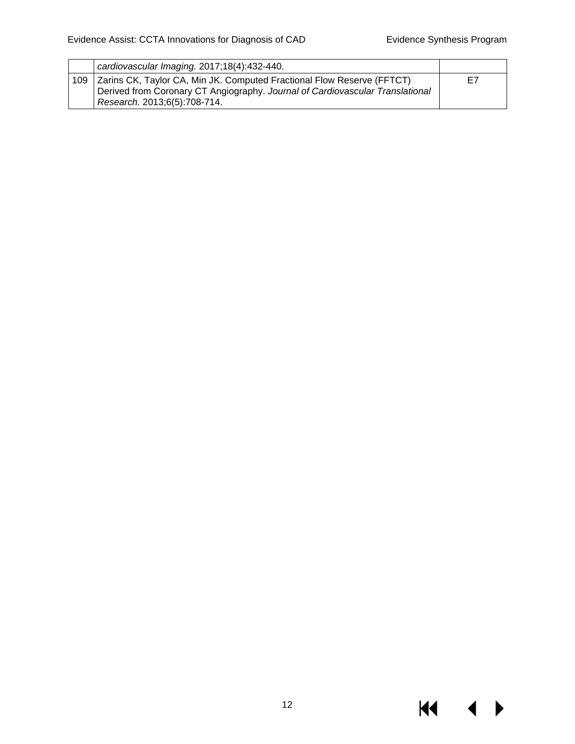|  |  |  |
|---|---|---|
|  | *cardiovascular Imaging.* 2017;18(4):432-440. |  |
| 109 | Zarins CK, Taylor CA, Min JK. Computed Fractional Flow Reserve (FFTCT) Derived from Coronary CT Angiography. *Journal of Cardiovascular Translational Research.* 2013;6(5):708-714. | E7 |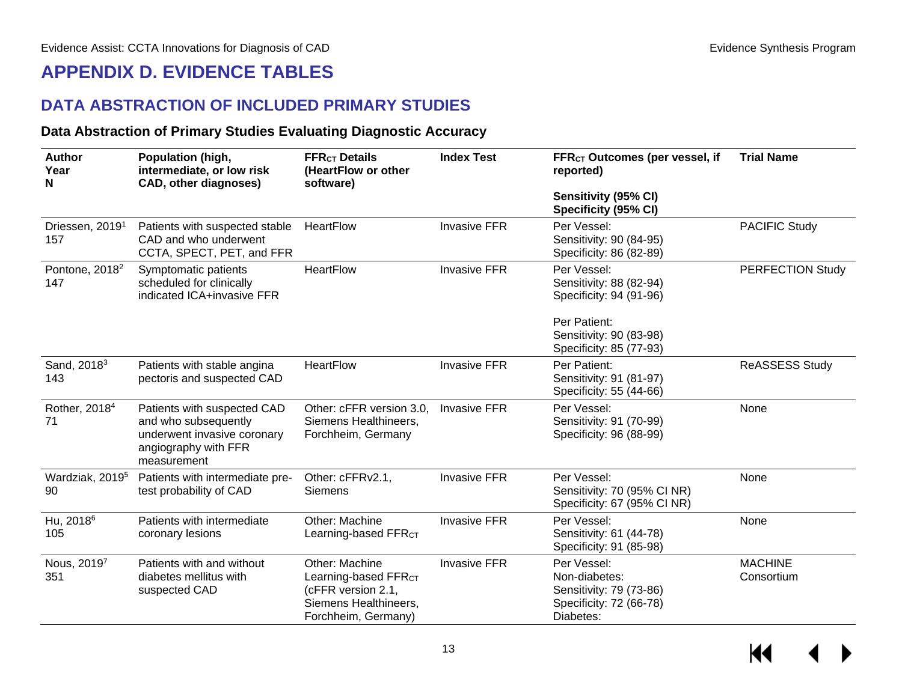# APPENDIX D. EVIDENCE TABLES

## DATA ABSTRACTION OF INCLUDED PRIMARY STUDIES

### Data Abstraction of Primary Studies Evaluating Diagnostic Accuracy

| Author<br>Year<br>N | Population (high, intermediate, or low risk CAD, other diagnoses) | $FFR_{CT}$ Details (HeartFlow or other software) | Index Test | $FFR_{CT}$ Outcomes (per vessel, if reported)<br><br>Sensitivity (95% CI)<br>Specificity (95% CI) | Trial Name |
|---|---|---|---|---|---|
| Driessen, 2019[1]<br>157 | Patients with suspected stable CAD and who underwent CCTA, SPECT, PET, and FFR | HeartFlow | Invasive FFR | Per Vessel:<br>Sensitivity: 90 (84-95)<br>Specificity: 86 (82-89) | PACIFIC Study |
| Pontone, 2018[2]<br>147 | Symptomatic patients scheduled for clinically indicated ICA+invasive FFR | HeartFlow | Invasive FFR | Per Vessel:<br>Sensitivity: 88 (82-94)<br>Specificity: 94 (91-96)<br><br>Per Patient:<br>Sensitivity: 90 (83-98)<br>Specificity: 85 (77-93) | PERFECTION Study |
| Sand, 2018[3]<br>143 | Patients with stable angina pectoris and suspected CAD | HeartFlow | Invasive FFR | Per Patient:<br>Sensitivity: 91 (81-97)<br>Specificity: 55 (44-66) | ReASSESS Study |
| Rother, 2018[4]<br>71 | Patients with suspected CAD and who subsequently underwent invasive coronary angiography with FFR measurement | Other: cFFR version 3.0, Siemens Healthineers, Forchheim, Germany | Invasive FFR | Per Vessel:<br>Sensitivity: 91 (70-99)<br>Specificity: 96 (88-99) | None |
| Wardziak, 2019[5]<br>90 | Patients with intermediate pre-test probability of CAD | Other: cFFRv2.1, Siemens | Invasive FFR | Per Vessel:<br>Sensitivity: 70 (95% CI NR)<br>Specificity: 67 (95% CI NR) | None |
| Hu, 2018[6]<br>105 | Patients with intermediate coronary lesions | Other: Machine Learning-based $FFR_{CT}$ | Invasive FFR | Per Vessel:<br>Sensitivity: 61 (44-78)<br>Specificity: 91 (85-98) | None |
| Nous, 2019[7]<br>351 | Patients with and without diabetes mellitus with suspected CAD | Other: Machine Learning-based $FFR_{CT}$ (cFFR version 2.1, Siemens Healthineers, Forchheim, Germany) | Invasive FFR | Per Vessel:<br>Non-diabetes:<br>Sensitivity: 79 (73-86)<br>Specificity: 72 (66-78)<br>Diabetes: | MACHINE Consortium |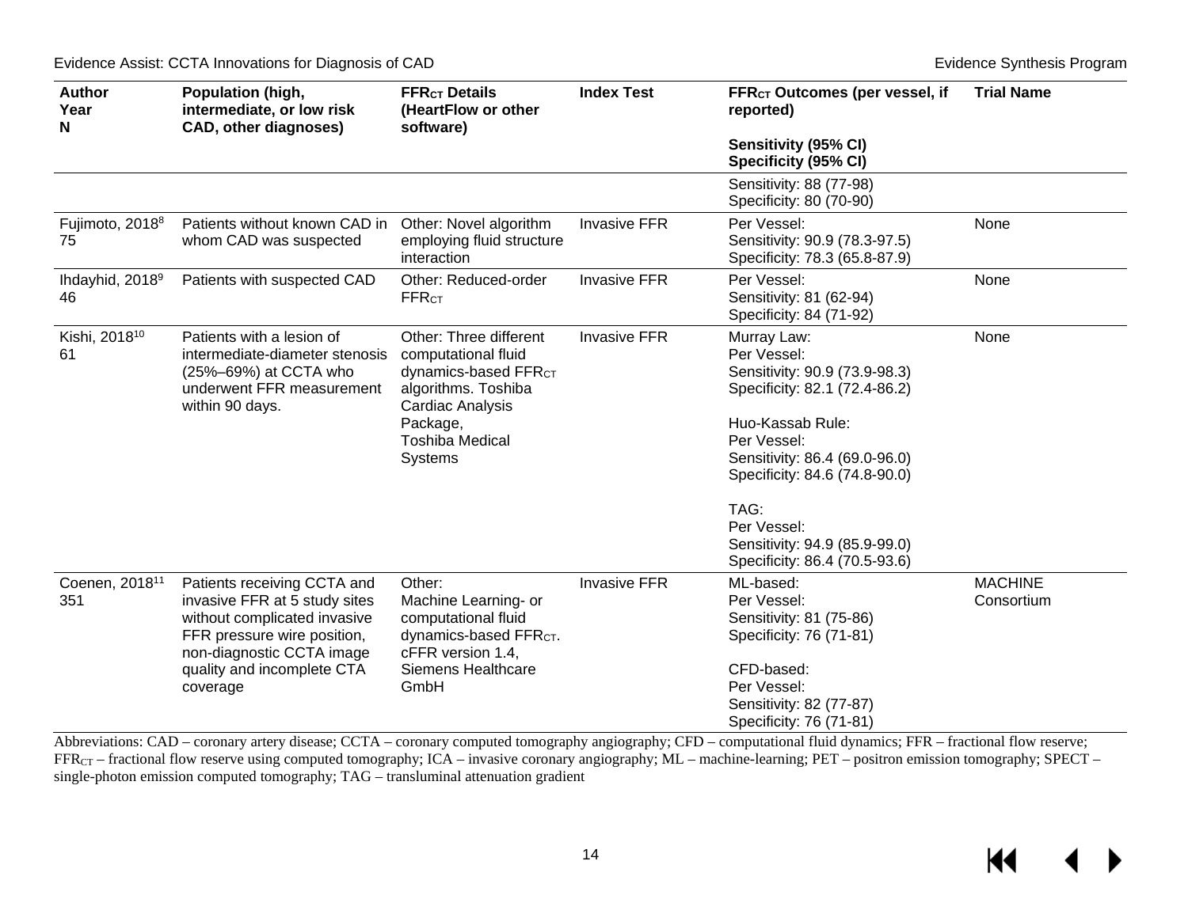| Author Year N | Population (high, intermediate, or low risk CAD, other diagnoses) | $FFR_{CT}$ Details (HeartFlow or other software) | Index Test | $FFR_{CT}$ Outcomes (per vessel, if reported)<br><br>Sensitivity (95% CI)<br>Specificity (95% CI) | Trial Name |
|---|---|---|---|---|---|
| | | | | Sensitivity: 88 (77-98)<br>Specificity: 80 (70-90) | |
| Fujimoto, 2018[8]<br>75 | Patients without known CAD in whom CAD was suspected | Other: Novel algorithm employing fluid structure interaction | Invasive FFR | Per Vessel:<br>Sensitivity: 90.9 (78.3-97.5)<br>Specificity: 78.3 (65.8-87.9) | None |
| Ihdayhid, 2018[9]<br>46 | Patients with suspected CAD | Other: Reduced-order $FFR_{CT}$ | Invasive FFR | Per Vessel:<br>Sensitivity: 81 (62-94)<br>Specificity: 84 (71-92) | None |
| Kishi, 2018[10]<br>61 | Patients with a lesion of intermediate-diameter stenosis (25%–69%) at CCTA who underwent FFR measurement within 90 days. | Other: Three different computational fluid dynamics-based $FFR_{CT}$ algorithms. Toshiba Cardiac Analysis Package, Toshiba Medical Systems | Invasive FFR | Murray Law:<br>Per Vessel:<br>Sensitivity: 90.9 (73.9-98.3)<br>Specificity: 82.1 (72.4-86.2)<br><br>Huo-Kassab Rule:<br>Per Vessel:<br>Sensitivity: 86.4 (69.0-96.0)<br>Specificity: 84.6 (74.8-90.0)<br><br>TAG:<br>Per Vessel:<br>Sensitivity: 94.9 (85.9-99.0)<br>Specificity: 86.4 (70.5-93.6) | None |
| Coenen, 2018[11]<br>351 | Patients receiving CCTA and invasive FFR at 5 study sites without complicated invasive FFR pressure wire position, non-diagnostic CCTA image quality and incomplete CTA coverage | Other:<br>Machine Learning- or computational fluid dynamics-based $FFR_{CT}$. cFFR version 1.4, Siemens Healthcare GmbH | Invasive FFR | ML-based:<br>Per Vessel:<br>Sensitivity: 81 (75-86)<br>Specificity: 76 (71-81)<br><br>CFD-based:<br>Per Vessel:<br>Sensitivity: 82 (77-87)<br>Specificity: 76 (71-81) | MACHINE Consortium |

Abbreviations: CAD – coronary artery disease; CCTA – coronary computed tomography angiography; CFD – computational fluid dynamics; FFR – fractional flow reserve; $FFR_{CT}$ – fractional flow reserve using computed tomography; ICA – invasive coronary angiography; ML – machine-learning; PET – positron emission tomography; SPECT – single-photon emission computed tomography; TAG – transluminal attenuation gradient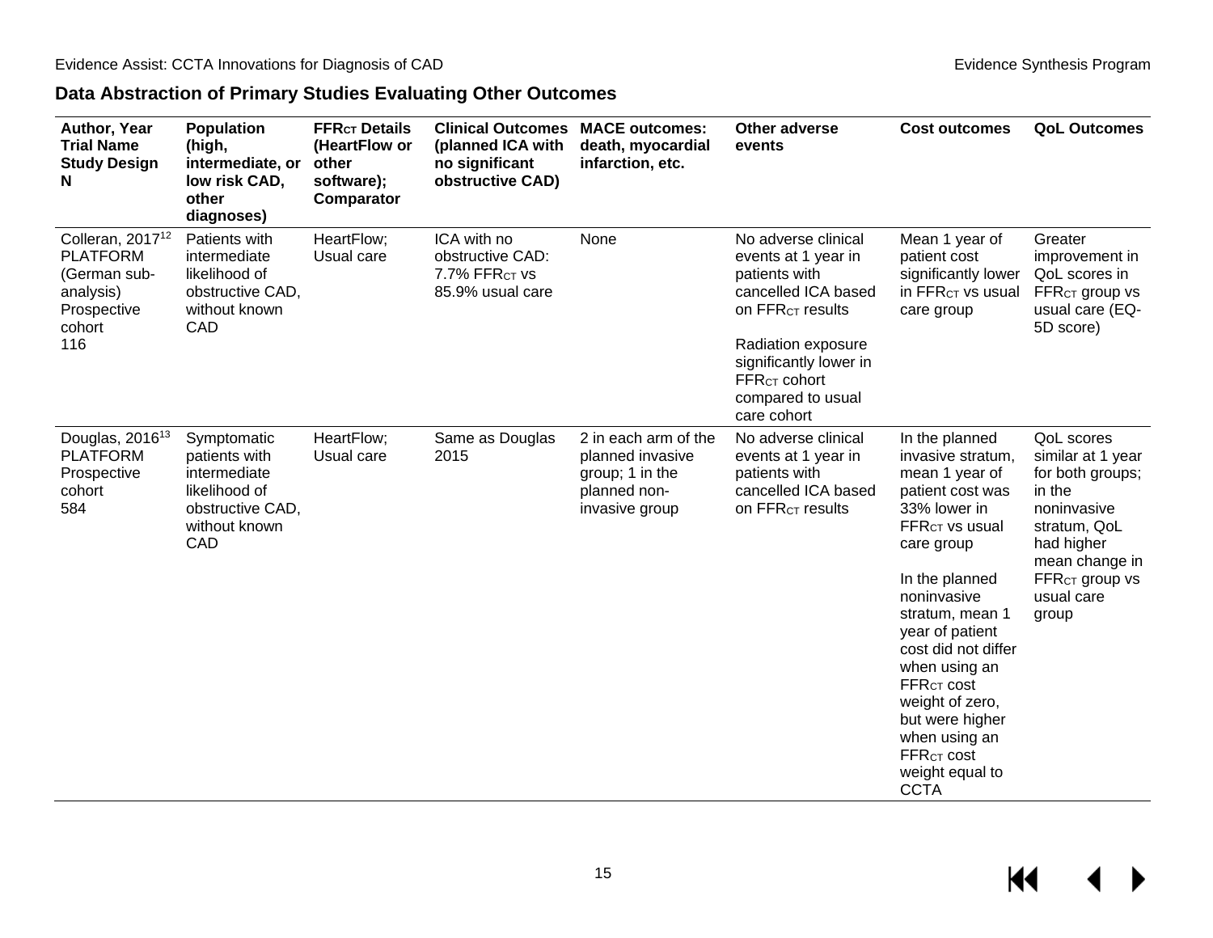## Data Abstraction of Primary Studies Evaluating Other Outcomes

| Author, Year<br>Trial Name<br>Study Design<br>N | Population (high, intermediate, or low risk CAD, other diagnoses) | $FFR_{CT}$ Details (HeartFlow or other software); Comparator | Clinical Outcomes (planned ICA with no significant obstructive CAD) | MACE outcomes: death, myocardial infarction, etc. | Other adverse events | Cost outcomes | QoL Outcomes |
|---|---|---|---|---|---|---|---|
| Colleran, 2017[12]<br>PLATFORM (German sub-analysis)<br>Prospective cohort<br>116 | Patients with intermediate likelihood of obstructive CAD, without known CAD | HeartFlow; Usual care | ICA with no obstructive CAD: 7.7% $FFR_{CT}$ vs 85.9% usual care | None | No adverse clinical events at 1 year in patients with cancelled ICA based on $FFR_{CT}$ results<br><br>Radiation exposure significantly lower in $FFR_{CT}$ cohort compared to usual care cohort | Mean 1 year of patient cost significantly lower in $FFR_{CT}$ vs usual care group | Greater improvement in QoL scores in $FFR_{CT}$ group vs usual care (EQ-5D score) |
| Douglas, 2016[13]<br>PLATFORM<br>Prospective cohort<br>584 | Symptomatic patients with intermediate likelihood of obstructive CAD, without known CAD | HeartFlow; Usual care | Same as Douglas 2015 | 2 in each arm of the planned invasive group; 1 in the planned non-invasive group | No adverse clinical events at 1 year in patients with cancelled ICA based on $FFR_{CT}$ results | In the planned invasive stratum, mean 1 year of patient cost was 33% lower in $FFR_{CT}$ vs usual care group<br><br>In the planned noninvasive stratum, mean 1 year of patient cost did not differ when using an $FFR_{CT}$ cost weight of zero, but were higher when using an $FFR_{CT}$ cost weight equal to CCTA | QoL scores similar at 1 year for both groups; in the noninvasive stratum, QoL had higher mean change in $FFR_{CT}$ group vs usual care group |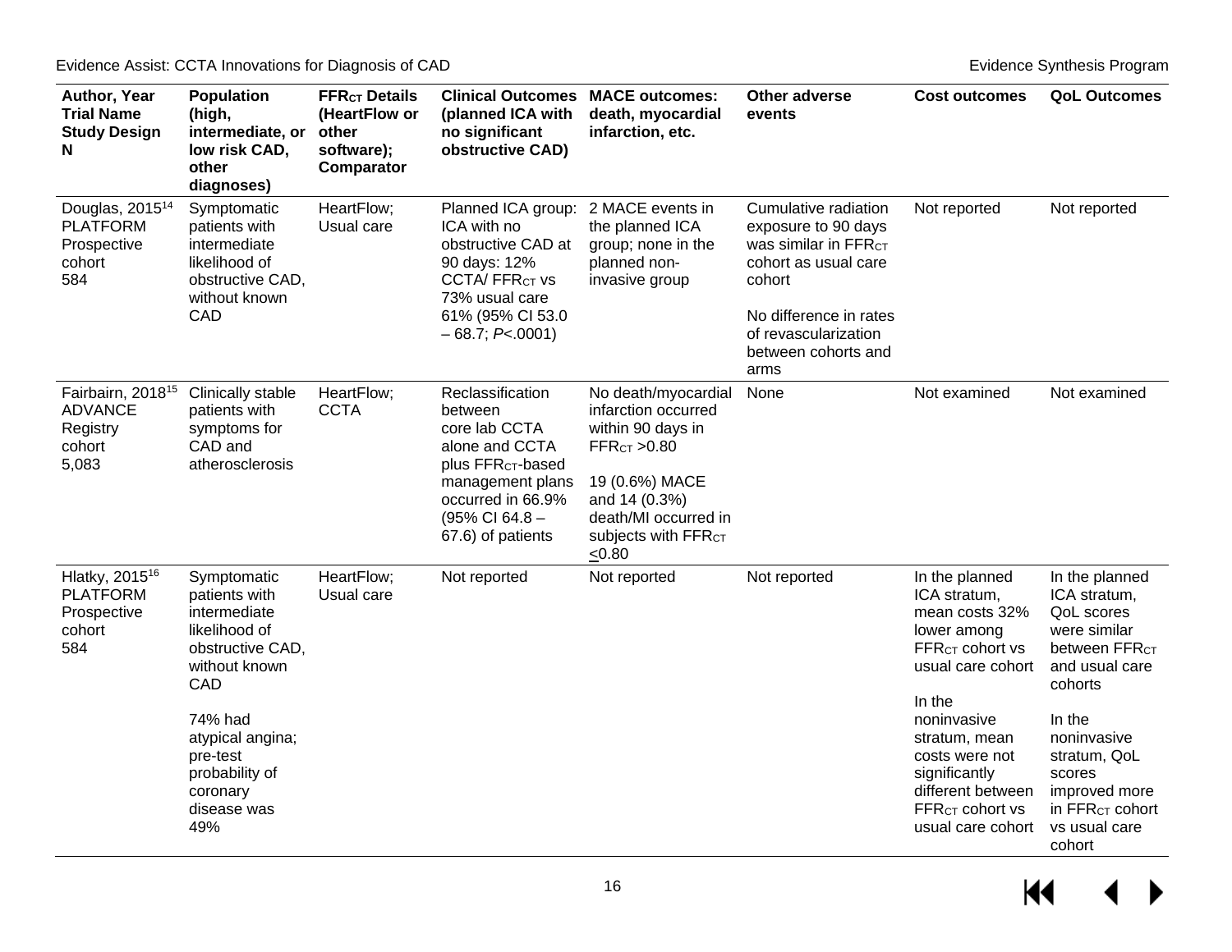| Author, Year Trial Name Study Design N | Population (high, intermediate, or low risk CAD, other diagnoses) | $FFR_{CT}$ Details (HeartFlow or other software); Comparator | Clinical Outcomes (planned ICA with no significant obstructive CAD) | MACE outcomes: death, myocardial infarction, etc. | Other adverse events | Cost outcomes | QoL Outcomes |
|---|---|---|---|---|---|---|---|
| Douglas, 2015[14] PLATFORM Prospective cohort 584 | Symptomatic patients with intermediate likelihood of obstructive CAD, without known CAD | HeartFlow; Usual care | Planned ICA group: ICA with no obstructive CAD at 90 days: 12% CCTA/ $FFR_{CT}$ vs 73% usual care 61% (95% CI 53.0 – 68.7; $P$<.0001) | 2 MACE events in the planned ICA group; none in the planned non-invasive group | Cumulative radiation exposure to 90 days was similar in $FFR_{CT}$ cohort as usual care cohort<br><br>No difference in rates of revascularization between cohorts and arms | Not reported | Not reported |
| Fairbairn, 2018[15] ADVANCE Registry cohort 5,083 | Clinically stable patients with symptoms for CAD and atherosclerosis | HeartFlow; CCTA | Reclassification between core lab CCTA alone and CCTA plus $FFR_{CT}$-based management plans occurred in 66.9% (95% CI 64.8 – 67.6) of patients | No death/myocardial infarction occurred within 90 days in $FFR_{CT}$ >0.80<br><br>19 (0.6%) MACE and 14 (0.3%) death/MI occurred in subjects with $FFR_{CT}$ ≤0.80 | None | Not examined | Not examined |
| Hlatky, 2015[16] PLATFORM Prospective cohort 584 | Symptomatic patients with intermediate likelihood of obstructive CAD, without known CAD<br><br>74% had atypical angina; pre-test probability of coronary disease was 49% | HeartFlow; Usual care | Not reported | Not reported | Not reported | In the planned ICA stratum, mean costs 32% lower among $FFR_{CT}$ cohort vs usual care cohort<br><br>In the noninvasive stratum, mean costs were not significantly different between $FFR_{CT}$ cohort vs usual care cohort | In the planned ICA stratum, QoL scores were similar between $FFR_{CT}$ and usual care cohorts<br><br>In the noninvasive stratum, QoL scores improved more in $FFR_{CT}$ cohort vs usual care cohort |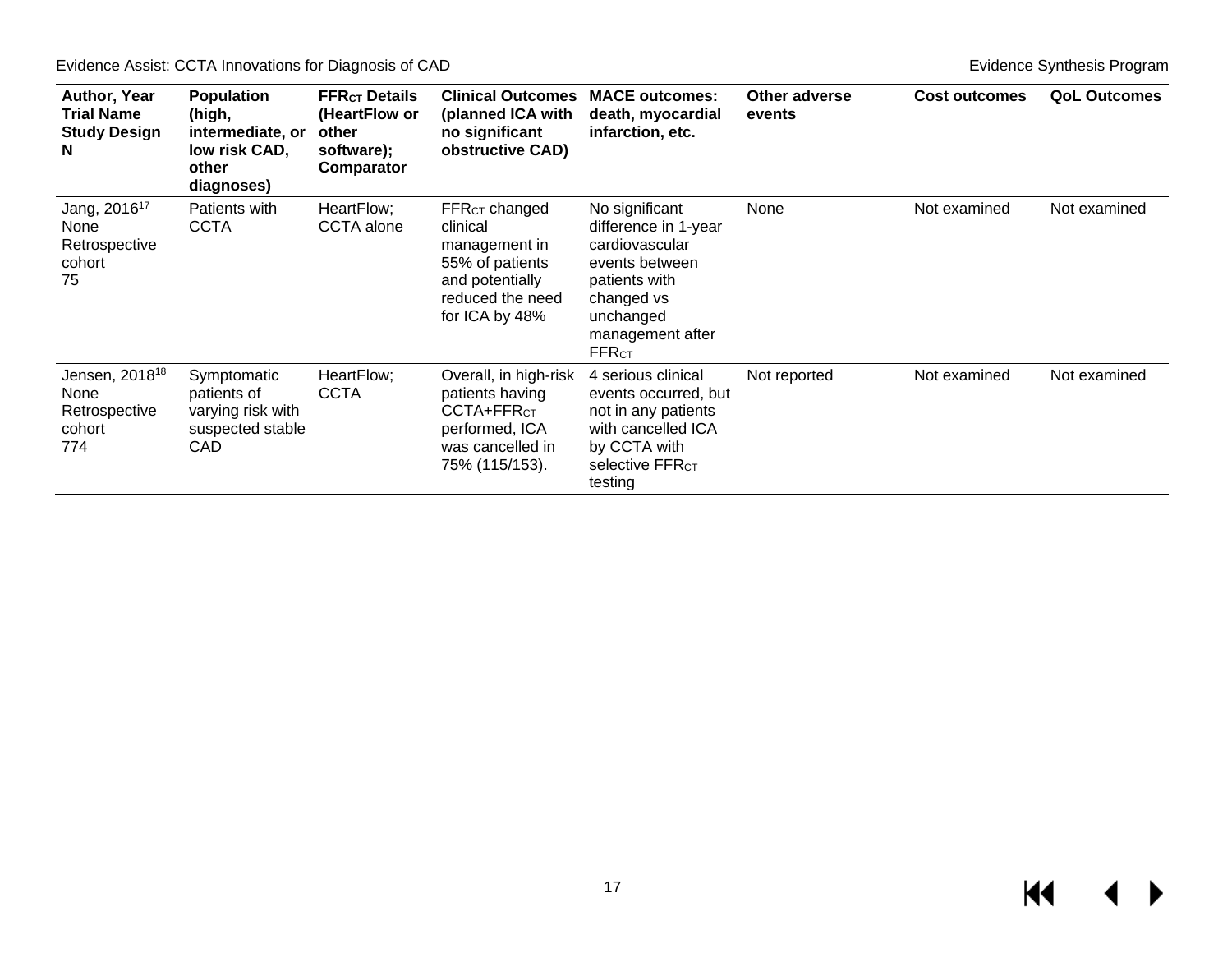| Author, Year Trial Name Study Design N | Population (high, intermediate, or low risk CAD, other diagnoses) | $FFR_{CT}$ Details (HeartFlow or other software); Comparator | Clinical Outcomes (planned ICA with no significant obstructive CAD) | MACE outcomes: death, myocardial infarction, etc. | Other adverse events | Cost outcomes | QoL Outcomes |
|---|---|---|---|---|---|---|---|
| Jang, 2016[17] None Retrospective cohort 75 | Patients with CCTA | HeartFlow; CCTA alone | $FFR_{CT}$ changed clinical management in 55% of patients and potentially reduced the need for ICA by 48% | No significant difference in 1-year cardiovascular events between patients with changed vs unchanged management after $FFR_{CT}$ | None | Not examined | Not examined |
| Jensen, 2018[18] None Retrospective cohort 774 | Symptomatic patients of varying risk with suspected stable CAD | HeartFlow; CCTA | Overall, in high-risk patients having CCTA+$FFR_{CT}$ performed, ICA was cancelled in 75% (115/153). | 4 serious clinical events occurred, but not in any patients with cancelled ICA by CCTA with selective $FFR_{CT}$ testing | Not reported | Not examined | Not examined |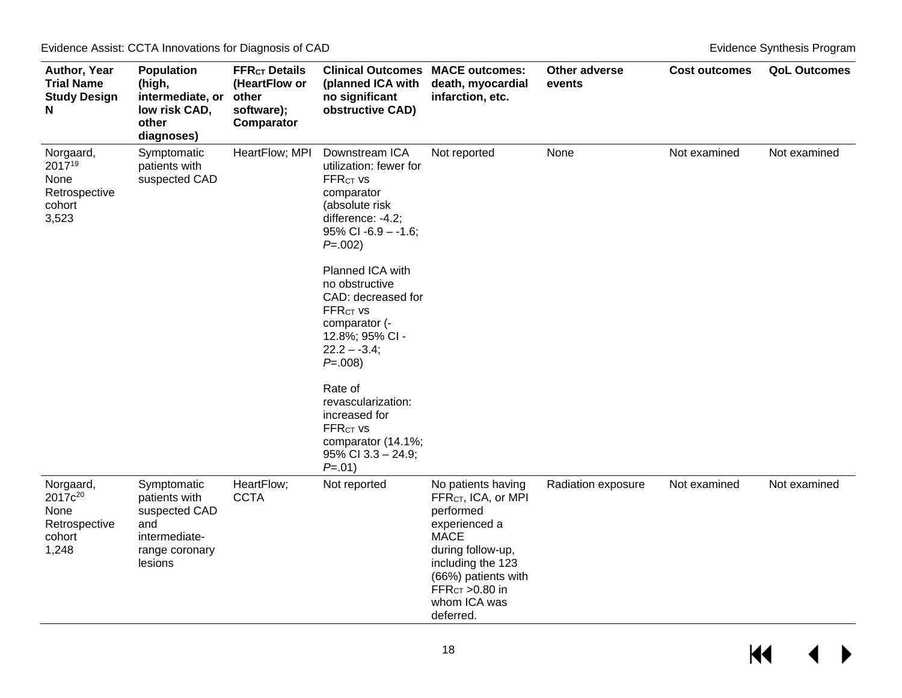| Author, Year Trial Name Study Design N | Population (high, intermediate, or low risk CAD, other diagnoses) | $FFR_{CT}$ Details (HeartFlow or other software); Comparator | Clinical Outcomes (planned ICA with no significant obstructive CAD) | MACE outcomes: death, myocardial infarction, etc. | Other adverse events | Cost outcomes | QoL Outcomes |
|---|---|---|---|---|---|---|---|
| Norgaard, 2017[19] None Retrospective cohort 3,523 | Symptomatic patients with suspected CAD | HeartFlow; MPI | Downstream ICA utilization: fewer for $FFR_{CT}$ vs comparator (absolute risk difference: -4.2; 95% CI -6.9 – -1.6; *P*=.002)<br><br>Planned ICA with no obstructive CAD: decreased for $FFR_{CT}$ vs comparator (-12.8%; 95% CI -22.2 – -3.4; *P*=.008)<br><br>Rate of revascularization: increased for $FFR_{CT}$ vs comparator (14.1%; 95% CI 3.3 – 24.9; *P*=.01) | Not reported | None | Not examined | Not examined |
| Norgaard, 2017c[20] None Retrospective cohort 1,248 | Symptomatic patients with suspected CAD and intermediate-range coronary lesions | HeartFlow; CCTA | Not reported | No patients having $FFR_{CT}$, ICA, or MPI performed experienced a MACE during follow-up, including the 123 (66%) patients with $FFR_{CT}$ >0.80 in whom ICA was deferred. | Radiation exposure | Not examined | Not examined |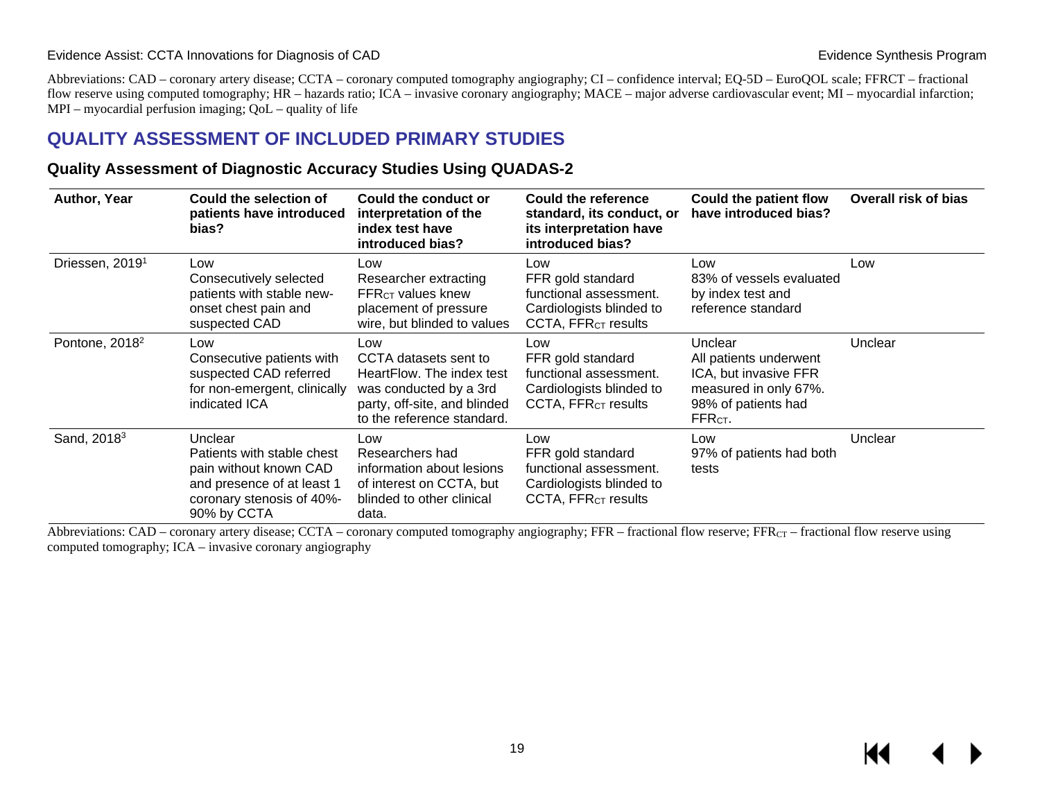Abbreviations: CAD – coronary artery disease; CCTA – coronary computed tomography angiography; CI – confidence interval; EQ-5D – EuroQOL scale; FFRCT – fractional flow reserve using computed tomography; HR – hazards ratio; ICA – invasive coronary angiography; MACE – major adverse cardiovascular event; MI – myocardial infarction; MPI – myocardial perfusion imaging; QoL – quality of life

## QUALITY ASSESSMENT OF INCLUDED PRIMARY STUDIES

### Quality Assessment of Diagnostic Accuracy Studies Using QUADAS-2

| Author, Year | Could the selection of patients have introduced bias? | Could the conduct or interpretation of the index test have introduced bias? | Could the reference standard, its conduct, or its interpretation have introduced bias? | Could the patient flow have introduced bias? | Overall risk of bias |
|---|---|---|---|---|---|
| Driessen, 2019[1] | Low<br>Consecutively selected patients with stable new-onset chest pain and suspected CAD | Low<br>Researcher extracting $FFR_{CT}$ values knew placement of pressure wire, but blinded to values | Low<br>FFR gold standard functional assessment. Cardiologists blinded to CCTA, $FFR_{CT}$ results | Low<br>83% of vessels evaluated by index test and reference standard | Low |
| Pontone, 2018[2] | Low<br>Consecutive patients with suspected CAD referred for non-emergent, clinically indicated ICA | Low<br>CCTA datasets sent to HeartFlow. The index test was conducted by a 3rd party, off-site, and blinded to the reference standard. | Low<br>FFR gold standard functional assessment. Cardiologists blinded to CCTA, $FFR_{CT}$ results | Unclear<br>All patients underwent ICA, but invasive FFR measured in only 67%. 98% of patients had $FFR_{CT}$. | Unclear |
| Sand, 2018[3] | Unclear<br>Patients with stable chest pain without known CAD and presence of at least 1 coronary stenosis of 40%-90% by CCTA | Low<br>Researchers had information about lesions of interest on CCTA, but blinded to other clinical data. | Low<br>FFR gold standard functional assessment. Cardiologists blinded to CCTA, $FFR_{CT}$ results | Low<br>97% of patients had both tests | Unclear |

Abbreviations: CAD – coronary artery disease; CCTA – coronary computed tomography angiography; FFR – fractional flow reserve; $FFR_{CT}$ – fractional flow reserve using computed tomography; ICA – invasive coronary angiography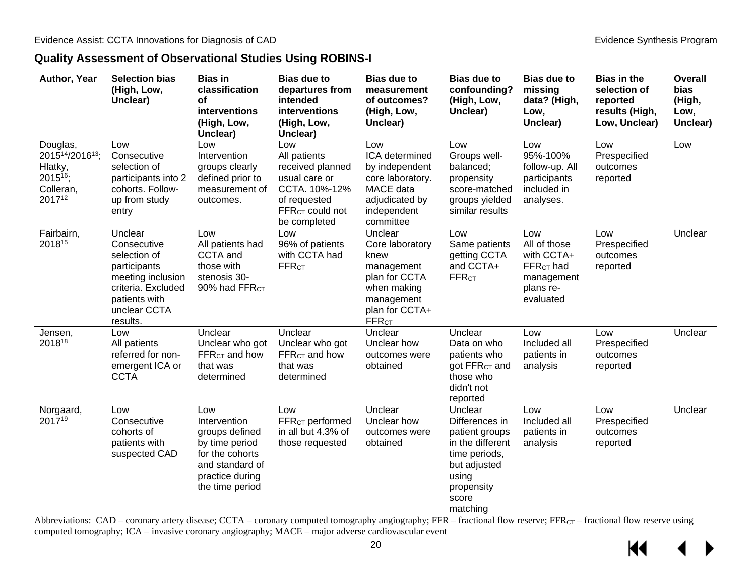## Quality Assessment of Observational Studies Using ROBINS-I

| Author, Year | Selection bias (High, Low, Unclear) | Bias in classification of interventions (High, Low, Unclear) | Bias due to departures from intended interventions (High, Low, Unclear) | Bias due to measurement of outcomes? (High, Low, Unclear) | Bias due to confounding? (High, Low, Unclear) | Bias due to missing data? (High, Low, Unclear) | Bias in the selection of reported results (High, Low, Unclear) | Overall bias (High, Low, Unclear) |
|---|---|---|---|---|---|---|---|---|
| Douglas, 2015[14]/2016[13]; Hlatky, 2015[16]; Colleran, 2017[12] | Low<br>Consecutive selection of participants into 2 cohorts. Follow-up from study entry | Low<br>Intervention groups clearly defined prior to measurement of outcomes. | Low<br>All patients received planned usual care or CCTA. 10%-12% of requested $FFR_{CT}$ could not be completed | Low<br>ICA determined by independent core laboratory. MACE data adjudicated by independent committee | Low<br>Groups well-balanced; propensity score-matched groups yielded similar results | Low<br>95%-100% follow-up. All participants included in analyses. | Low<br>Prespecified outcomes reported | Low |
| Fairbairn, 2018[15] | Unclear<br>Consecutive selection of participants meeting inclusion criteria. Excluded patients with unclear CCTA results. | Low<br>All patients had CCTA and those with stenosis 30-90% had $FFR_{CT}$ | Low<br>96% of patients with CCTA had $FFR_{CT}$ | Unclear<br>Core laboratory knew management plan for CCTA when making management plan for CCTA+ $FFR_{CT}$ | Low<br>Same patients getting CCTA and CCTA+ $FFR_{CT}$ | Low<br>All of those with CCTA+ $FFR_{CT}$ had management plans re-evaluated | Low<br>Prespecified outcomes reported | Unclear |
| Jensen, 2018[18] | Low<br>All patients referred for non-emergent ICA or CCTA | Unclear<br>Unclear who got $FFR_{CT}$ and how that was determined | Unclear<br>Unclear who got $FFR_{CT}$ and how that was determined | Unclear<br>Unclear how outcomes were obtained | Unclear<br>Data on who patients who got $FFR_{CT}$ and those who didn't not reported | Low<br>Included all patients in analysis | Low<br>Prespecified outcomes reported | Unclear |
| Norgaard, 2017[19] | Low<br>Consecutive cohorts of patients with suspected CAD | Low<br>Intervention groups defined by time period for the cohorts and standard of practice during the time period | Low<br>$FFR_{CT}$ performed in all but 4.3% of those requested | Unclear<br>Unclear how outcomes were obtained | Unclear<br>Differences in patient groups in the different time periods, but adjusted using propensity score matching | Low<br>Included all patients in analysis | Low<br>Prespecified outcomes reported | Unclear |

Abbreviations: CAD – coronary artery disease; CCTA – coronary computed tomography angiography; FFR – fractional flow reserve; $FFR_{CT}$ – fractional flow reserve using computed tomography; ICA – invasive coronary angiography; MACE – major adverse cardiovascular event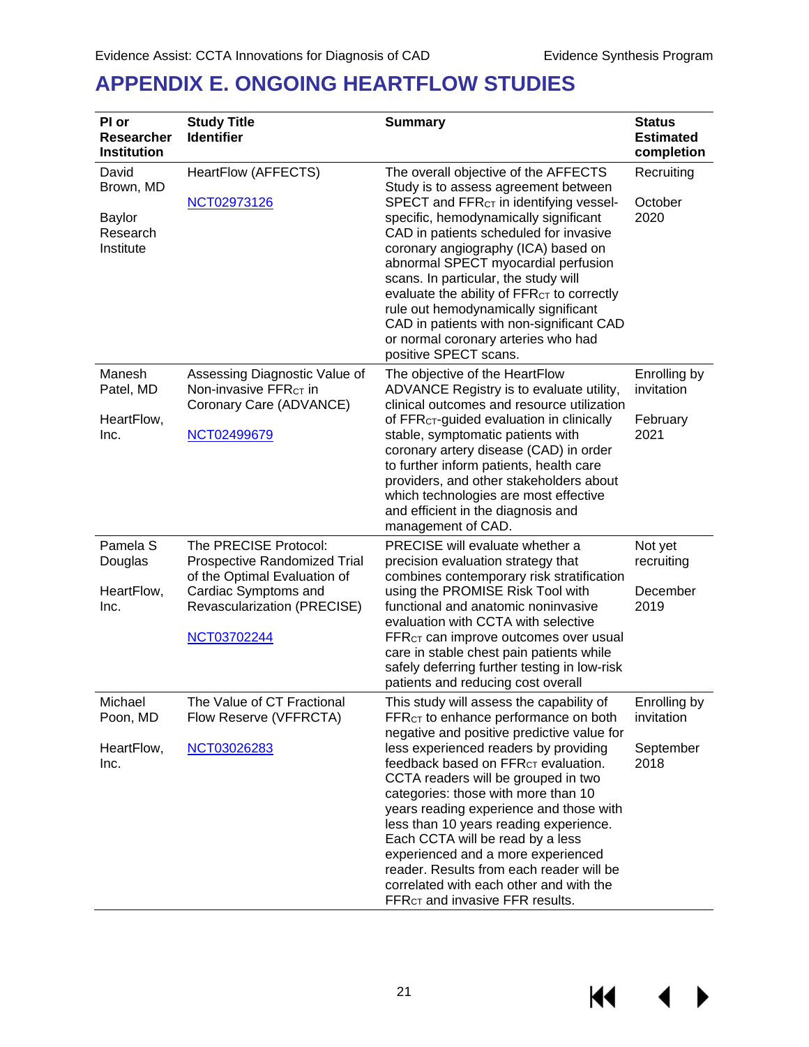# APPENDIX E. ONGOING HEARTFLOW STUDIES

| PI or Researcher Institution | Study Title Identifier | Summary | Status Estimated completion |
|---|---|---|---|
| David Brown, MD<br><br>Baylor Research Institute | HeartFlow (AFFECTS)<br><br>NCT02973126 | The overall objective of the AFFECTS Study is to assess agreement between SPECT and $FFR_{CT}$ in identifying vessel-specific, hemodynamically significant CAD in patients scheduled for invasive coronary angiography (ICA) based on abnormal SPECT myocardial perfusion scans. In particular, the study will evaluate the ability of $FFR_{CT}$ to correctly rule out hemodynamically significant CAD in patients with non-significant CAD or normal coronary arteries who had positive SPECT scans. | Recruiting<br><br>October 2020 |
| Manesh Patel, MD<br><br>HeartFlow, Inc. | Assessing Diagnostic Value of Non-invasive $FFR_{CT}$ in Coronary Care (ADVANCE)<br><br>NCT02499679 | The objective of the HeartFlow ADVANCE Registry is to evaluate utility, clinical outcomes and resource utilization of $FFR_{CT}$-guided evaluation in clinically stable, symptomatic patients with coronary artery disease (CAD) in order to further inform patients, health care providers, and other stakeholders about which technologies are most effective and efficient in the diagnosis and management of CAD. | Enrolling by invitation<br><br>February 2021 |
| Pamela S Douglas<br><br>HeartFlow, Inc. | The PRECISE Protocol: Prospective Randomized Trial of the Optimal Evaluation of Cardiac Symptoms and Revascularization (PRECISE)<br><br>NCT03702244 | PRECISE will evaluate whether a precision evaluation strategy that combines contemporary risk stratification using the PROMISE Risk Tool with functional and anatomic noninvasive evaluation with CCTA with selective $FFR_{CT}$ can improve outcomes over usual care in stable chest pain patients while safely deferring further testing in low-risk patients and reducing cost overall | Not yet recruiting<br><br>December 2019 |
| Michael Poon, MD<br><br>HeartFlow, Inc. | The Value of CT Fractional Flow Reserve (VFFRCTA)<br><br>NCT03026283 | This study will assess the capability of $FFR_{CT}$ to enhance performance on both negative and positive predictive value for less experienced readers by providing feedback based on $FFR_{CT}$ evaluation. CCTA readers will be grouped in two categories: those with more than 10 years reading experience and those with less than 10 years reading experience. Each CCTA will be read by a less experienced and a more experienced reader. Results from each reader will be correlated with each other and with the $FFR_{CT}$ and invasive FFR results. | Enrolling by invitation<br><br>September 2018 |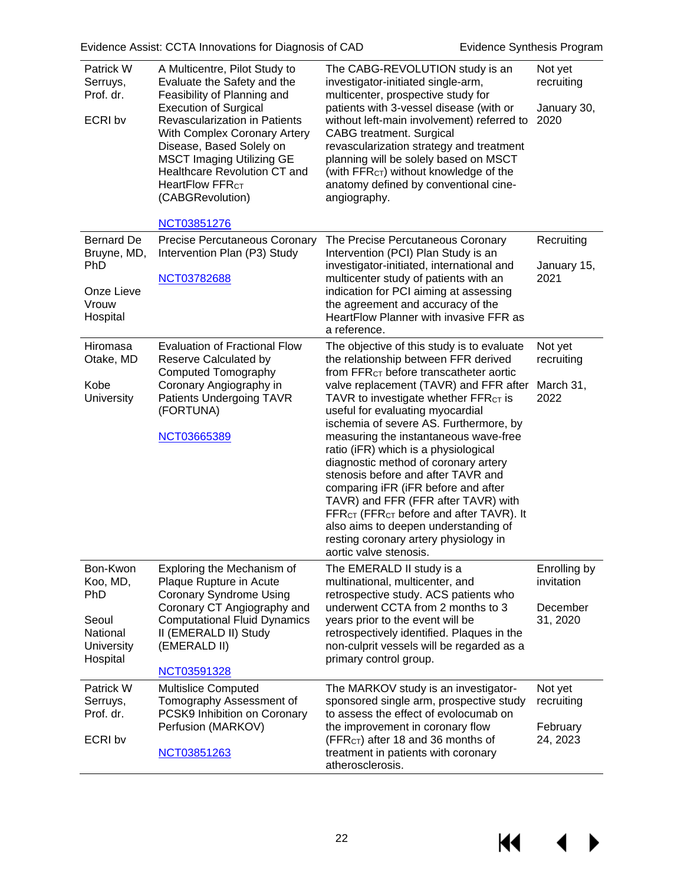| | | | |
|---|---|---|---|
| Patrick W Serruys, Prof. dr.<br><br>ECRI bv | A Multicentre, Pilot Study to Evaluate the Safety and the Feasibility of Planning and Execution of Surgical Revascularization in Patients With Complex Coronary Artery Disease, Based Solely on MSCT Imaging Utilizing GE Healthcare Revolution CT and HeartFlow $FFR_{CT}$ (CABGRevolution)<br><br>NCT03851276 | The CABG-REVOLUTION study is an investigator-initiated single-arm, multicenter, prospective study for patients with 3-vessel disease (with or without left-main involvement) referred to CABG treatment. Surgical revascularization strategy and treatment planning will be solely based on MSCT (with $FFR_{CT}$) without knowledge of the anatomy defined by conventional cine-angiography. | Not yet recruiting<br><br>January 30, 2020 |
| Bernard De Bruyne, MD, PhD<br><br>Onze Lieve Vrouw Hospital | Precise Percutaneous Coronary Intervention Plan (P3) Study<br><br>NCT03782688 | The Precise Percutaneous Coronary Intervention (PCI) Plan Study is an investigator-initiated, international and multicenter study of patients with an indication for PCI aiming at assessing the agreement and accuracy of the HeartFlow Planner with invasive FFR as a reference. | Recruiting<br><br>January 15, 2021 |
| Hiromasa Otake, MD<br><br>Kobe University | Evaluation of Fractional Flow Reserve Calculated by Computed Tomography Coronary Angiography in Patients Undergoing TAVR (FORTUNA)<br><br>NCT03665389 | The objective of this study is to evaluate the relationship between FFR derived from $FFR_{CT}$ before transcatheter aortic valve replacement (TAVR) and FFR after TAVR to investigate whether $FFR_{CT}$ is useful for evaluating myocardial ischemia of severe AS. Furthermore, by measuring the instantaneous wave-free ratio (iFR) which is a physiological diagnostic method of coronary artery stenosis before and after TAVR and comparing iFR (iFR before and after TAVR) and FFR (FFR after TAVR) with $FFR_{CT}$ ($FFR_{CT}$ before and after TAVR). It also aims to deepen understanding of resting coronary artery physiology in aortic valve stenosis. | Not yet recruiting<br><br>March 31, 2022 |
| Bon-Kwon Koo, MD, PhD<br><br>Seoul National University Hospital | Exploring the Mechanism of Plaque Rupture in Acute Coronary Syndrome Using Coronary CT Angiography and Computational Fluid Dynamics II (EMERALD II) Study (EMERALD II)<br><br>NCT03591328 | The EMERALD II study is a multinational, multicenter, and retrospective study. ACS patients who underwent CCTA from 2 months to 3 years prior to the event will be retrospectively identified. Plaques in the non-culprit vessels will be regarded as a primary control group. | Enrolling by invitation<br><br>December 31, 2020 |
| Patrick W Serruys, Prof. dr.<br><br>ECRI bv | Multislice Computed Tomography Assessment of PCSK9 Inhibition on Coronary Perfusion (MARKOV)<br><br>NCT03851263 | The MARKOV study is an investigator-sponsored single arm, prospective study to assess the effect of evolocumab on the improvement in coronary flow ($FFR_{CT}$) after 18 and 36 months of treatment in patients with coronary atherosclerosis. | Not yet recruiting<br><br>February 24, 2023 |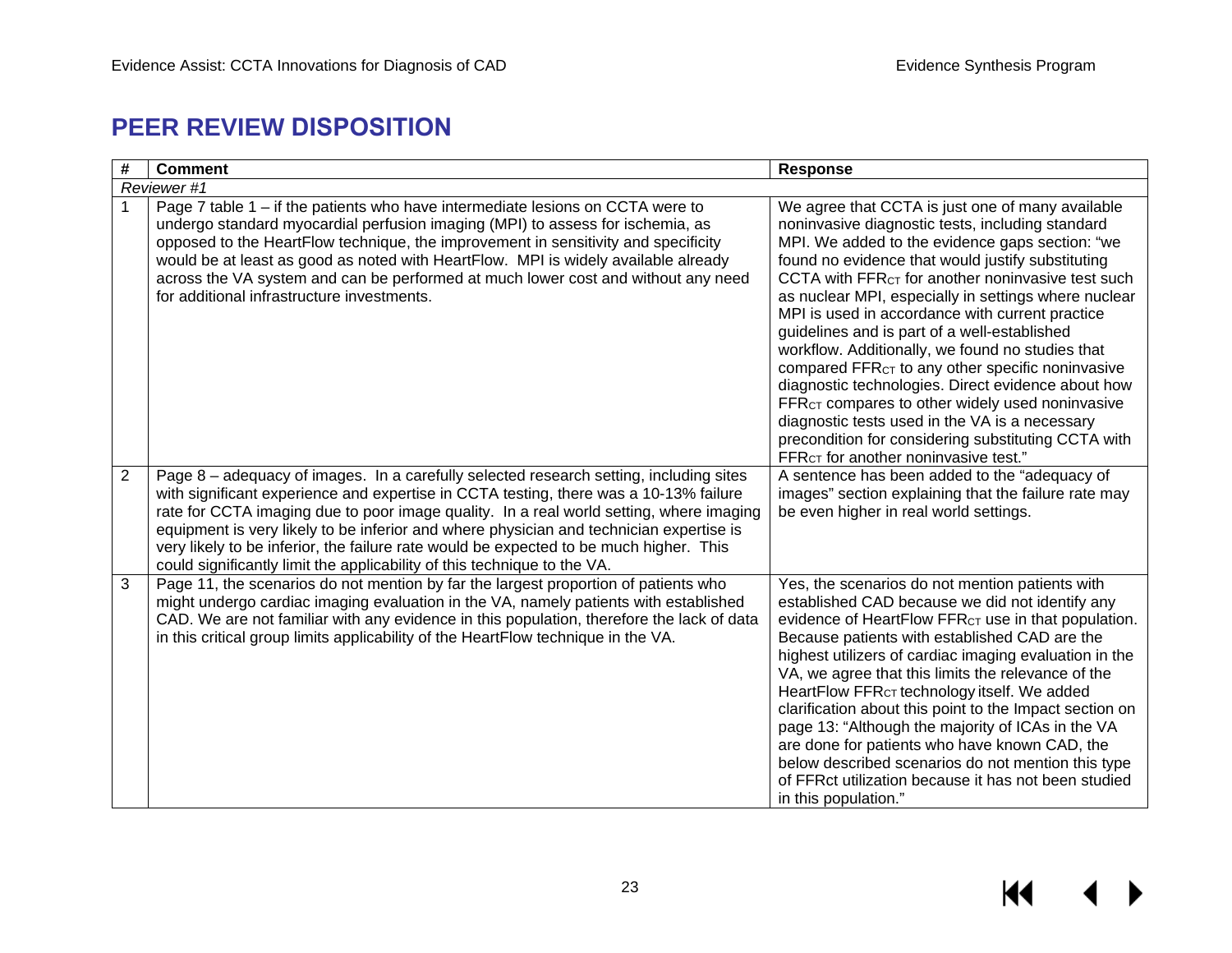# PEER REVIEW DISPOSITION

| # | Comment | Response |
|---|---|---|
| *Reviewer #1* | | |
| 1 | Page 7 table 1 – if the patients who have intermediate lesions on CCTA were to undergo standard myocardial perfusion imaging (MPI) to assess for ischemia, as opposed to the HeartFlow technique, the improvement in sensitivity and specificity would be at least as good as noted with HeartFlow. MPI is widely available already across the VA system and can be performed at much lower cost and without any need for additional infrastructure investments. | We agree that CCTA is just one of many available noninvasive diagnostic tests, including standard MPI. We added to the evidence gaps section: "we found no evidence that would justify substituting CCTA with $FFR_{CT}$ for another noninvasive test such as nuclear MPI, especially in settings where nuclear MPI is used in accordance with current practice guidelines and is part of a well-established workflow. Additionally, we found no studies that compared $FFR_{CT}$ to any other specific noninvasive diagnostic technologies. Direct evidence about how $FFR_{CT}$ compares to other widely used noninvasive diagnostic tests used in the VA is a necessary precondition for considering substituting CCTA with $FFR_{CT}$ for another noninvasive test." |
| 2 | Page 8 – adequacy of images. In a carefully selected research setting, including sites with significant experience and expertise in CCTA testing, there was a 10-13% failure rate for CCTA imaging due to poor image quality. In a real world setting, where imaging equipment is very likely to be inferior and where physician and technician expertise is very likely to be inferior, the failure rate would be expected to be much higher. This could significantly limit the applicability of this technique to the VA. | A sentence has been added to the "adequacy of images" section explaining that the failure rate may be even higher in real world settings. |
| 3 | Page 11, the scenarios do not mention by far the largest proportion of patients who might undergo cardiac imaging evaluation in the VA, namely patients with established CAD. We are not familiar with any evidence in this population, therefore the lack of data in this critical group limits applicability of the HeartFlow technique in the VA. | Yes, the scenarios do not mention patients with established CAD because we did not identify any evidence of HeartFlow $FFR_{CT}$ use in that population. Because patients with established CAD are the highest utilizers of cardiac imaging evaluation in the VA, we agree that this limits the relevance of the HeartFlow $FFR_{CT}$ technology itself. We added clarification about this point to the Impact section on page 13: "Although the majority of ICAs in the VA are done for patients who have known CAD, the below described scenarios do not mention this type of FFRct utilization because it has not been studied in this population." |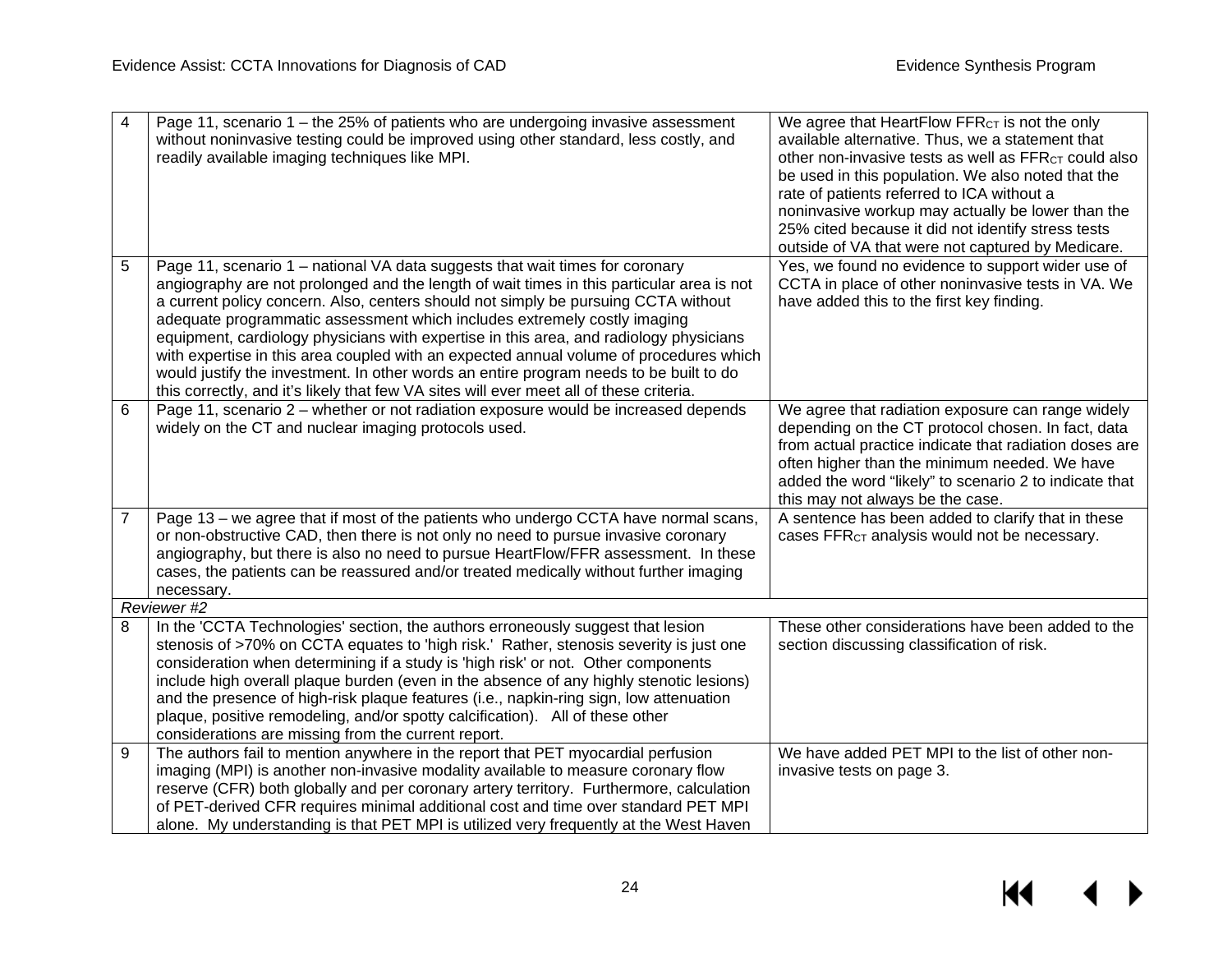| | | |
|---|---|---|
| 4 | Page 11, scenario 1 – the 25% of patients who are undergoing invasive assessment without noninvasive testing could be improved using other standard, less costly, and readily available imaging techniques like MPI. | We agree that HeartFlow $FFR_{CT}$ is not the only available alternative. Thus, we a statement that other non-invasive tests as well as $FFR_{CT}$ could also be used in this population. We also noted that the rate of patients referred to ICA without a noninvasive workup may actually be lower than the 25% cited because it did not identify stress tests outside of VA that were not captured by Medicare. |
| 5 | Page 11, scenario 1 – national VA data suggests that wait times for coronary angiography are not prolonged and the length of wait times in this particular area is not a current policy concern. Also, centers should not simply be pursuing CCTA without adequate programmatic assessment which includes extremely costly imaging equipment, cardiology physicians with expertise in this area, and radiology physicians with expertise in this area coupled with an expected annual volume of procedures which would justify the investment. In other words an entire program needs to be built to do this correctly, and it's likely that few VA sites will ever meet all of these criteria. | Yes, we found no evidence to support wider use of CCTA in place of other noninvasive tests in VA. We have added this to the first key finding. |
| 6 | Page 11, scenario 2 – whether or not radiation exposure would be increased depends widely on the CT and nuclear imaging protocols used. | We agree that radiation exposure can range widely depending on the CT protocol chosen. In fact, data from actual practice indicate that radiation doses are often higher than the minimum needed. We have added the word "likely" to scenario 2 to indicate that this may not always be the case. |
| 7 | Page 13 – we agree that if most of the patients who undergo CCTA have normal scans, or non-obstructive CAD, then there is not only no need to pursue invasive coronary angiography, but there is also no need to pursue HeartFlow/FFR assessment. In these cases, the patients can be reassured and/or treated medically without further imaging necessary. | A sentence has been added to clarify that in these cases $FFR_{CT}$ analysis would not be necessary. |
| *Reviewer #2* | | |
| 8 | In the 'CCTA Technologies' section, the authors erroneously suggest that lesion stenosis of >70% on CCTA equates to 'high risk.' Rather, stenosis severity is just one consideration when determining if a study is 'high risk' or not. Other components include high overall plaque burden (even in the absence of any highly stenotic lesions) and the presence of high-risk plaque features (i.e., napkin-ring sign, low attenuation plaque, positive remodeling, and/or spotty calcification). All of these other considerations are missing from the current report. | These other considerations have been added to the section discussing classification of risk. |
| 9 | The authors fail to mention anywhere in the report that PET myocardial perfusion imaging (MPI) is another non-invasive modality available to measure coronary flow reserve (CFR) both globally and per coronary artery territory. Furthermore, calculation of PET-derived CFR requires minimal additional cost and time over standard PET MPI alone. My understanding is that PET MPI is utilized very frequently at the West Haven | We have added PET MPI to the list of other non-invasive tests on page 3. |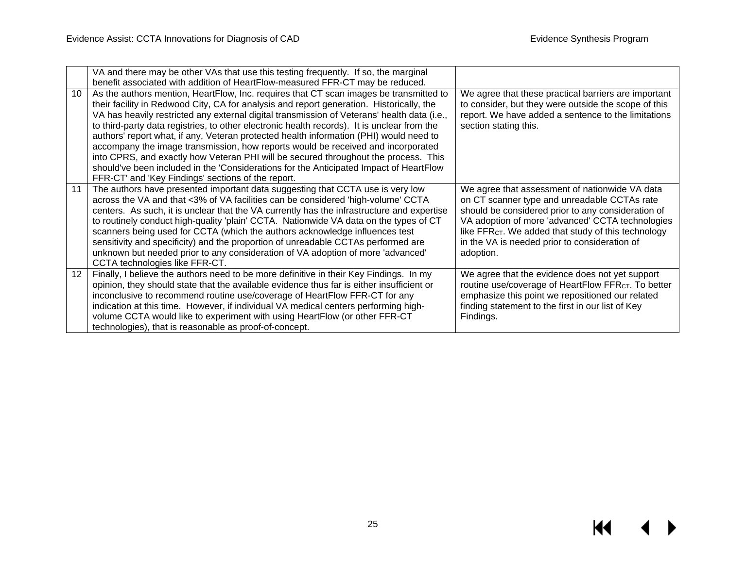| | | |
|---|---|---|
| | VA and there may be other VAs that use this testing frequently. If so, the marginal benefit associated with addition of HeartFlow-measured FFR-CT may be reduced. | |
| 10 | As the authors mention, HeartFlow, Inc. requires that CT scan images be transmitted to their facility in Redwood City, CA for analysis and report generation. Historically, the VA has heavily restricted any external digital transmission of Veterans' health data (i.e., to third-party data registries, to other electronic health records). It is unclear from the authors' report what, if any, Veteran protected health information (PHI) would need to accompany the image transmission, how reports would be received and incorporated into CPRS, and exactly how Veteran PHI will be secured throughout the process. This should've been included in the 'Considerations for the Anticipated Impact of HeartFlow FFR-CT' and 'Key Findings' sections of the report. | We agree that these practical barriers are important to consider, but they were outside the scope of this report. We have added a sentence to the limitations section stating this. |
| 11 | The authors have presented important data suggesting that CCTA use is very low across the VA and that <3% of VA facilities can be considered 'high-volume' CCTA centers. As such, it is unclear that the VA currently has the infrastructure and expertise to routinely conduct high-quality 'plain' CCTA. Nationwide VA data on the types of CT scanners being used for CCTA (which the authors acknowledge influences test sensitivity and specificity) and the proportion of unreadable CCTAs performed are unknown but needed prior to any consideration of VA adoption of more 'advanced' CCTA technologies like FFR-CT. | We agree that assessment of nationwide VA data on CT scanner type and unreadable CCTAs rate should be considered prior to any consideration of VA adoption of more 'advanced' CCTA technologies like $FFR_{CT}$. We added that study of this technology in the VA is needed prior to consideration of adoption. |
| 12 | Finally, I believe the authors need to be more definitive in their Key Findings. In my opinion, they should state that the available evidence thus far is either insufficient or inconclusive to recommend routine use/coverage of HeartFlow FFR-CT for any indication at this time. However, if individual VA medical centers performing high-volume CCTA would like to experiment with using HeartFlow (or other FFR-CT technologies), that is reasonable as proof-of-concept. | We agree that the evidence does not yet support routine use/coverage of HeartFlow $FFR_{CT}$. To better emphasize this point we repositioned our related finding statement to the first in our list of Key Findings. |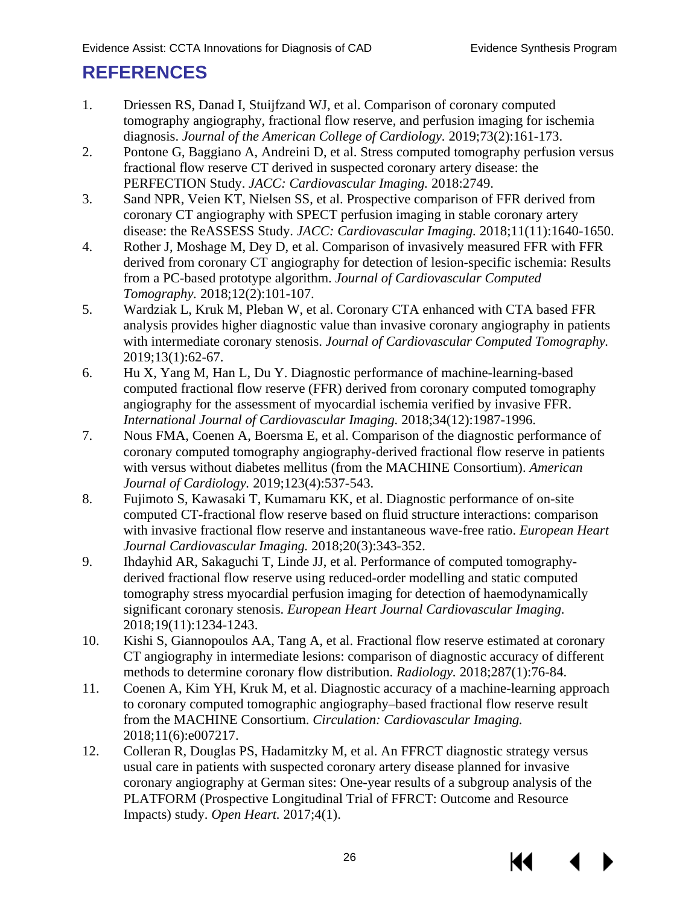# REFERENCES

1. Driessen RS, Danad I, Stuijfzand WJ, et al. Comparison of coronary computed tomography angiography, fractional flow reserve, and perfusion imaging for ischemia diagnosis. *Journal of the American College of Cardiology.* 2019;73(2):161-173.
2. Pontone G, Baggiano A, Andreini D, et al. Stress computed tomography perfusion versus fractional flow reserve CT derived in suspected coronary artery disease: the PERFECTION Study. *JACC: Cardiovascular Imaging.* 2018:2749.
3. Sand NPR, Veien KT, Nielsen SS, et al. Prospective comparison of FFR derived from coronary CT angiography with SPECT perfusion imaging in stable coronary artery disease: the ReASSESS Study. *JACC: Cardiovascular Imaging.* 2018;11(11):1640-1650.
4. Rother J, Moshage M, Dey D, et al. Comparison of invasively measured FFR with FFR derived from coronary CT angiography for detection of lesion-specific ischemia: Results from a PC-based prototype algorithm. *Journal of Cardiovascular Computed Tomography.* 2018;12(2):101-107.
5. Wardziak L, Kruk M, Pleban W, et al. Coronary CTA enhanced with CTA based FFR analysis provides higher diagnostic value than invasive coronary angiography in patients with intermediate coronary stenosis. *Journal of Cardiovascular Computed Tomography.* 2019;13(1):62-67.
6. Hu X, Yang M, Han L, Du Y. Diagnostic performance of machine-learning-based computed fractional flow reserve (FFR) derived from coronary computed tomography angiography for the assessment of myocardial ischemia verified by invasive FFR. *International Journal of Cardiovascular Imaging.* 2018;34(12):1987-1996.
7. Nous FMA, Coenen A, Boersma E, et al. Comparison of the diagnostic performance of coronary computed tomography angiography-derived fractional flow reserve in patients with versus without diabetes mellitus (from the MACHINE Consortium). *American Journal of Cardiology.* 2019;123(4):537-543.
8. Fujimoto S, Kawasaki T, Kumamaru KK, et al. Diagnostic performance of on-site computed CT-fractional flow reserve based on fluid structure interactions: comparison with invasive fractional flow reserve and instantaneous wave-free ratio. *European Heart Journal Cardiovascular Imaging.* 2018;20(3):343-352.
9. Ihdayhid AR, Sakaguchi T, Linde JJ, et al. Performance of computed tomography-derived fractional flow reserve using reduced-order modelling and static computed tomography stress myocardial perfusion imaging for detection of haemodynamically significant coronary stenosis. *European Heart Journal Cardiovascular Imaging.* 2018;19(11):1234-1243.
10. Kishi S, Giannopoulos AA, Tang A, et al. Fractional flow reserve estimated at coronary CT angiography in intermediate lesions: comparison of diagnostic accuracy of different methods to determine coronary flow distribution. *Radiology.* 2018;287(1):76-84.
11. Coenen A, Kim YH, Kruk M, et al. Diagnostic accuracy of a machine-learning approach to coronary computed tomographic angiography–based fractional flow reserve result from the MACHINE Consortium. *Circulation: Cardiovascular Imaging.* 2018;11(6):e007217.
12. Colleran R, Douglas PS, Hadamitzky M, et al. An FFRCT diagnostic strategy versus usual care in patients with suspected coronary artery disease planned for invasive coronary angiography at German sites: One-year results of a subgroup analysis of the PLATFORM (Prospective Longitudinal Trial of FFRCT: Outcome and Resource Impacts) study. *Open Heart.* 2017;4(1).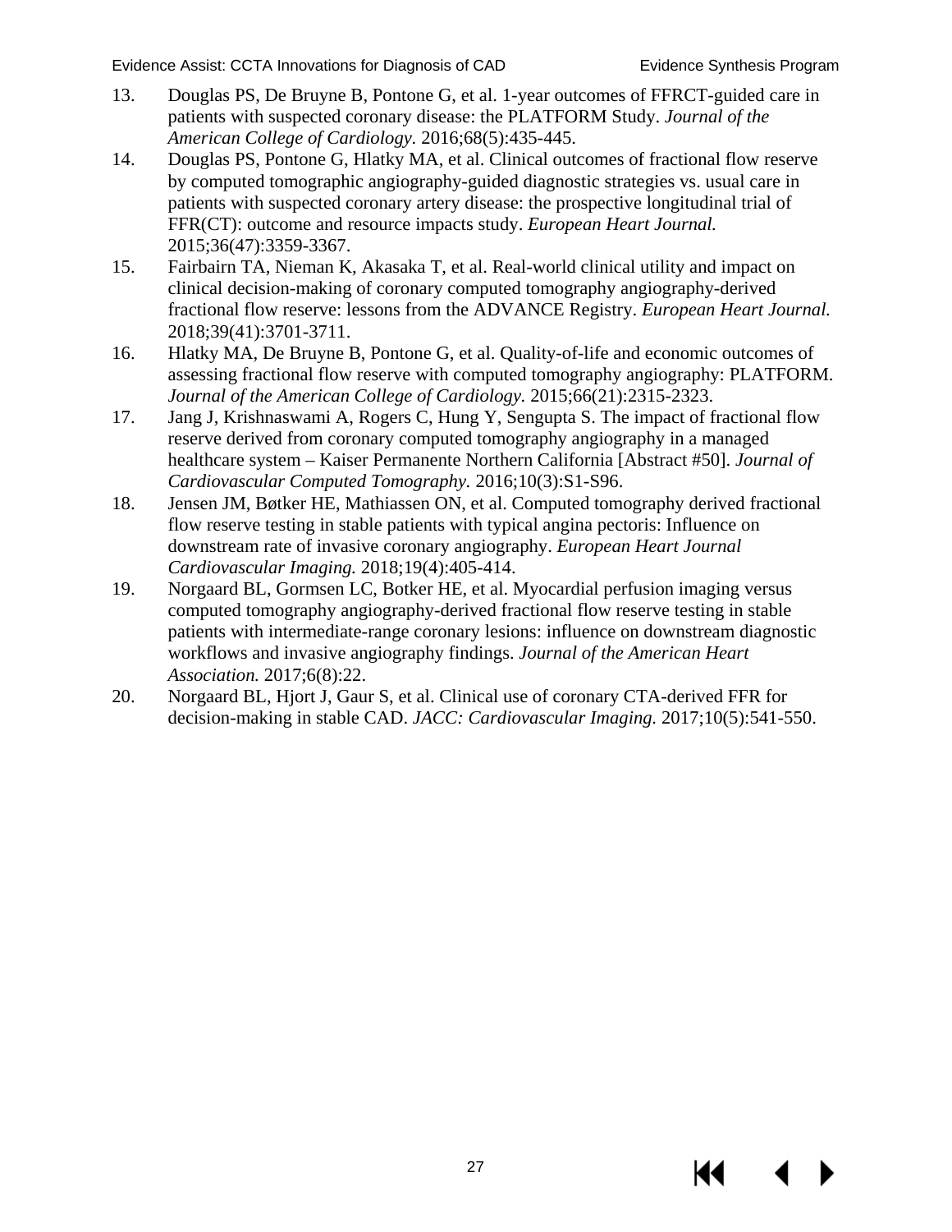13. Douglas PS, De Bruyne B, Pontone G, et al. 1-year outcomes of FFRCT-guided care in patients with suspected coronary disease: the PLATFORM Study. *Journal of the American College of Cardiology.* 2016;68(5):435-445.
14. Douglas PS, Pontone G, Hlatky MA, et al. Clinical outcomes of fractional flow reserve by computed tomographic angiography-guided diagnostic strategies vs. usual care in patients with suspected coronary artery disease: the prospective longitudinal trial of FFR(CT): outcome and resource impacts study. *European Heart Journal.* 2015;36(47):3359-3367.
15. Fairbairn TA, Nieman K, Akasaka T, et al. Real-world clinical utility and impact on clinical decision-making of coronary computed tomography angiography-derived fractional flow reserve: lessons from the ADVANCE Registry. *European Heart Journal.* 2018;39(41):3701-3711.
16. Hlatky MA, De Bruyne B, Pontone G, et al. Quality-of-life and economic outcomes of assessing fractional flow reserve with computed tomography angiography: PLATFORM. *Journal of the American College of Cardiology.* 2015;66(21):2315-2323.
17. Jang J, Krishnaswami A, Rogers C, Hung Y, Sengupta S. The impact of fractional flow reserve derived from coronary computed tomography angiography in a managed healthcare system – Kaiser Permanente Northern California [Abstract #50]. *Journal of Cardiovascular Computed Tomography.* 2016;10(3):S1-S96.
18. Jensen JM, Bøtker HE, Mathiassen ON, et al. Computed tomography derived fractional flow reserve testing in stable patients with typical angina pectoris: Influence on downstream rate of invasive coronary angiography. *European Heart Journal Cardiovascular Imaging.* 2018;19(4):405-414.
19. Norgaard BL, Gormsen LC, Botker HE, et al. Myocardial perfusion imaging versus computed tomography angiography-derived fractional flow reserve testing in stable patients with intermediate-range coronary lesions: influence on downstream diagnostic workflows and invasive angiography findings. *Journal of the American Heart Association.* 2017;6(8):22.
20. Norgaard BL, Hjort J, Gaur S, et al. Clinical use of coronary CTA-derived FFR for decision-making in stable CAD. *JACC: Cardiovascular Imaging.* 2017;10(5):541-550.